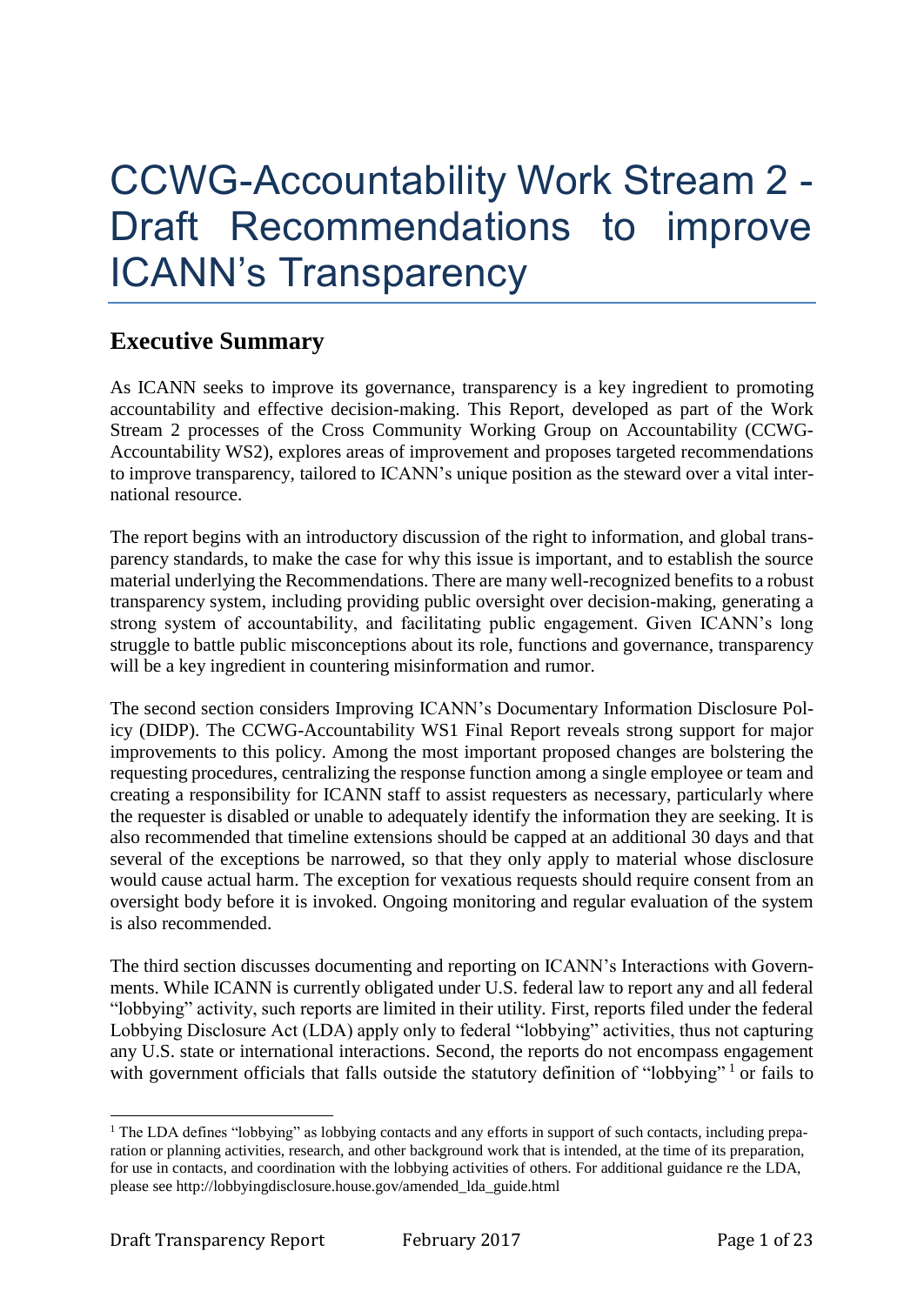# CCWG-Accountability Work Stream 2 - Draft Recommendations to improve ICANN's Transparency

## Executive Summary

As ICANN seeks to improve its governance, transparency is a key ingredient to promoting accountability and effective decision-making. This Report, developed as part of the Work Stream 2 processes of the Cross Community Working Group on Accountability (CCWG-Accountability WS2), explores areas of improvement and proposes targeted recommendations to improve transparency, tailored to ICANN's unique position as the steward over a vital international resource.

The report begins with an introductory discussion of the right to information, and global transparency standards, to make the case for why this issue is important, and to establish the source material underlying the Recommendations. There are many well-recognized benefits to a robust transparency system, including providing public oversight over decision-making, generating a strong system of accountability, and facilitating public engagement. Given ICANN's long struggle to battle public misconceptions about its role, functions and governance, transparency will be a key ingredient in countering misinformation and rumor.

The second section considers Improving ICANN's Documentary Information Disclosure Policy (DIDP). The CCWG-Accountability WS1 Final Report reveals strong support for major improvements to this policy. Among the most important proposed changes are bolstering the requesting procedures, centralizing the response function among a single employee or team and creating a responsibility for ICANN staff to assist requesters as necessary, particularly where the requester is disabled or unable to adequately identify the information they are seeking. It is also recommended that timeline extensions should be capped at an additional 30 days and that several of the exceptions be narrowed, so that they only apply to material whose disclosure would cause actual harm. The exception for vexatious requests should require consent from an oversight body before it is invoked. Ongoing monitoring and regular evaluation of the system is also recommended.

The third section discusses documenting and reporting on ICANN's Interactions with Governments. While ICANN is currently obligated under U.S. federal law to report any and all federal "lobbying" activity, such reports are limited in their utility. First, reports filed under the federal Lobbying Disclosure Act (LDA) apply only to federal "lobbying" activities, thus not capturing any U.S. state or international interactions. Second, the reports do not encompass engagement with government officials that falls outside the statutory definition of "lobbying" [1] or fails to

[1] The LDA defines "lobbying" as lobbying contacts and any efforts in support of such contacts, including preparation or planning activities, research, and other background work that is intended, at the time of its preparation, for use in contacts, and coordination with the lobbying activities of others. For additional guidance re the LDA, please see http://lobbyingdisclosure.house.gov/amended_lda_guide.html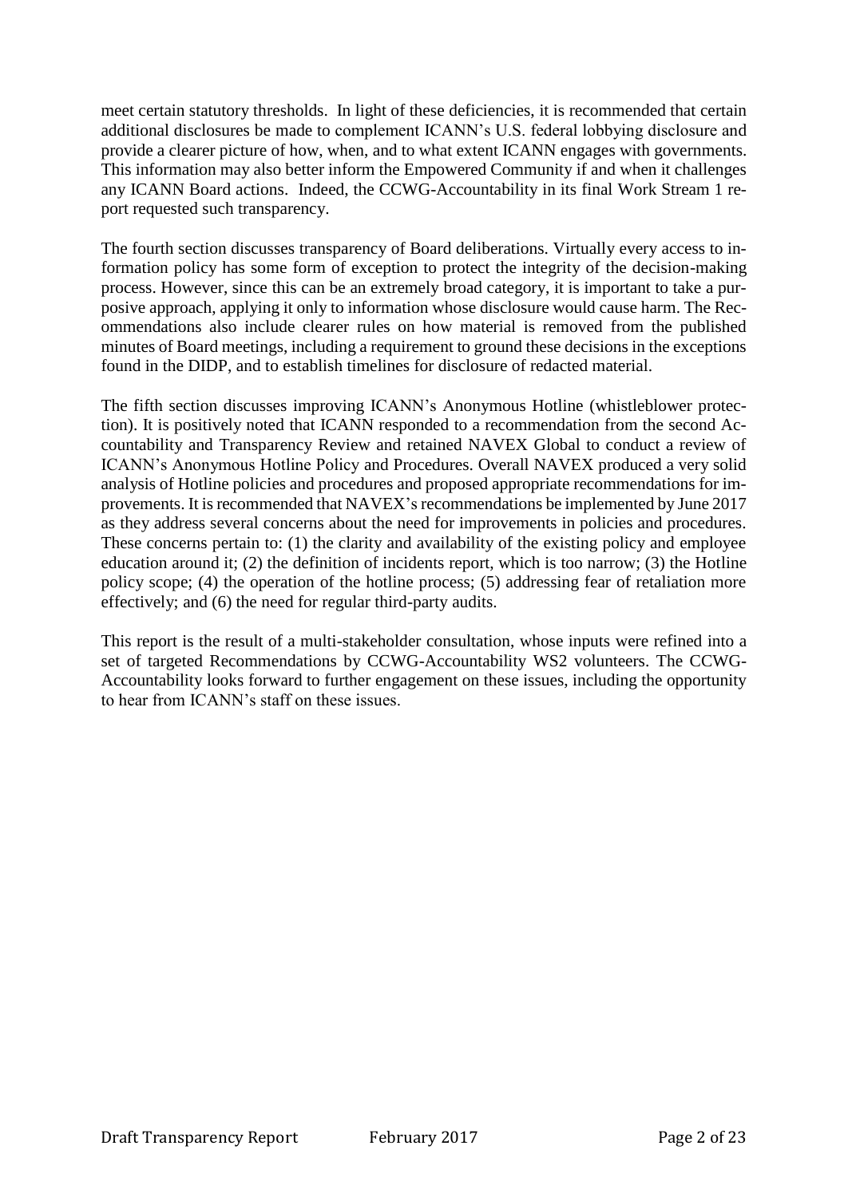meet certain statutory thresholds. In light of these deficiencies, it is recommended that certain additional disclosures be made to complement ICANN's U.S. federal lobbying disclosure and provide a clearer picture of how, when, and to what extent ICANN engages with governments. This information may also better inform the Empowered Community if and when it challenges any ICANN Board actions. Indeed, the CCWG-Accountability in its final Work Stream 1 report requested such transparency.

The fourth section discusses transparency of Board deliberations. Virtually every access to information policy has some form of exception to protect the integrity of the decision-making process. However, since this can be an extremely broad category, it is important to take a purposive approach, applying it only to information whose disclosure would cause harm. The Recommendations also include clearer rules on how material is removed from the published minutes of Board meetings, including a requirement to ground these decisions in the exceptions found in the DIDP, and to establish timelines for disclosure of redacted material.

The fifth section discusses improving ICANN's Anonymous Hotline (whistleblower protection). It is positively noted that ICANN responded to a recommendation from the second Accountability and Transparency Review and retained NAVEX Global to conduct a review of ICANN's Anonymous Hotline Policy and Procedures. Overall NAVEX produced a very solid analysis of Hotline policies and procedures and proposed appropriate recommendations for improvements. It is recommended that NAVEX's recommendations be implemented by June 2017 as they address several concerns about the need for improvements in policies and procedures. These concerns pertain to: (1) the clarity and availability of the existing policy and employee education around it; (2) the definition of incidents report, which is too narrow; (3) the Hotline policy scope; (4) the operation of the hotline process; (5) addressing fear of retaliation more effectively; and (6) the need for regular third-party audits.

This report is the result of a multi-stakeholder consultation, whose inputs were refined into a set of targeted Recommendations by CCWG-Accountability WS2 volunteers. The CCWG-Accountability looks forward to further engagement on these issues, including the opportunity to hear from ICANN's staff on these issues.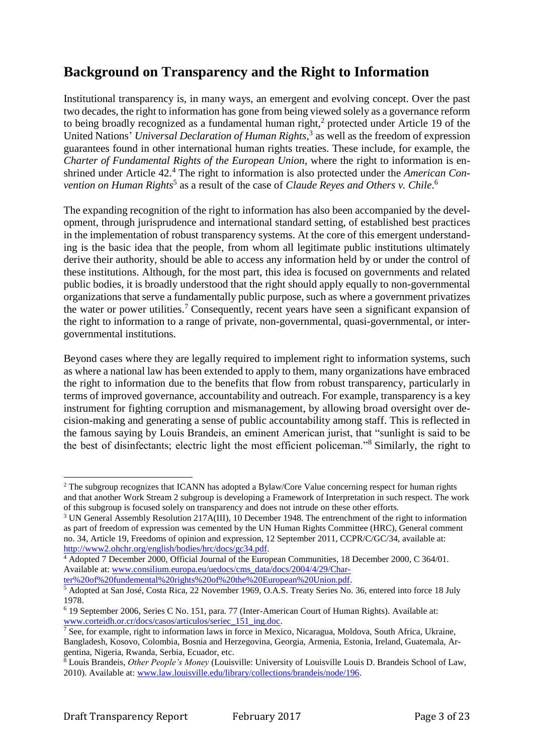## Background on Transparency and the Right to Information

Institutional transparency is, in many ways, an emergent and evolving concept. Over the past two decades, the right to information has gone from being viewed solely as a governance reform to being broadly recognized as a fundamental human right,[2] protected under Article 19 of the United Nations' *Universal Declaration of Human Rights*,[3] as well as the freedom of expression guarantees found in other international human rights treaties. These include, for example, the *Charter of Fundamental Rights of the European Union*, where the right to information is enshrined under Article 42.[4] The right to information is also protected under the *American Convention on Human Rights*[5] as a result of the case of *Claude Reyes and Others v. Chile*.[6]

The expanding recognition of the right to information has also been accompanied by the development, through jurisprudence and international standard setting, of established best practices in the implementation of robust transparency systems. At the core of this emergent understanding is the basic idea that the people, from whom all legitimate public institutions ultimately derive their authority, should be able to access any information held by or under the control of these institutions. Although, for the most part, this idea is focused on governments and related public bodies, it is broadly understood that the right should apply equally to non-governmental organizations that serve a fundamentally public purpose, such as where a government privatizes the water or power utilities.[7] Consequently, recent years have seen a significant expansion of the right to information to a range of private, non-governmental, quasi-governmental, or inter-governmental institutions.

Beyond cases where they are legally required to implement right to information systems, such as where a national law has been extended to apply to them, many organizations have embraced the right to information due to the benefits that flow from robust transparency, particularly in terms of improved governance, accountability and outreach. For example, transparency is a key instrument for fighting corruption and mismanagement, by allowing broad oversight over decision-making and generating a sense of public accountability among staff. This is reflected in the famous saying by Louis Brandeis, an eminent American jurist, that "sunlight is said to be the best of disinfectants; electric light the most efficient policeman."[8] Similarly, the right to

---

[2] The subgroup recognizes that ICANN has adopted a Bylaw/Core Value concerning respect for human rights and that another Work Stream 2 subgroup is developing a Framework of Interpretation in such respect. The work of this subgroup is focused solely on transparency and does not intrude on these other efforts.

[3] UN General Assembly Resolution 217A(III), 10 December 1948. The entrenchment of the right to information as part of freedom of expression was cemented by the UN Human Rights Committee (HRC), General comment no. 34, Article 19, Freedoms of opinion and expression, 12 September 2011, CCPR/C/GC/34, available at: http://www2.ohchr.org/english/bodies/hrc/docs/gc34.pdf.

[4] Adopted 7 December 2000, Official Journal of the European Communities, 18 December 2000, C 364/01. Available at: www.consilium.europa.eu/uedocs/cms_data/docs/2004/4/29/Charter%20of%20fundemental%20rights%20of%20the%20European%20Union.pdf.

[5] Adopted at San José, Costa Rica, 22 November 1969, O.A.S. Treaty Series No. 36, entered into force 18 July 1978.

[6] 19 September 2006, Series C No. 151, para. 77 (Inter-American Court of Human Rights). Available at: www.corteidh.or.cr/docs/casos/articulos/seriec_151_ing.doc.

[7] See, for example, right to information laws in force in Mexico, Nicaragua, Moldova, South Africa, Ukraine, Bangladesh, Kosovo, Colombia, Bosnia and Herzegovina, Georgia, Armenia, Estonia, Ireland, Guatemala, Argentina, Nigeria, Rwanda, Serbia, Ecuador, etc.

[8] Louis Brandeis, *Other People's Money* (Louisville: University of Louisville Louis D. Brandeis School of Law, 2010). Available at: www.law.louisville.edu/library/collections/brandeis/node/196.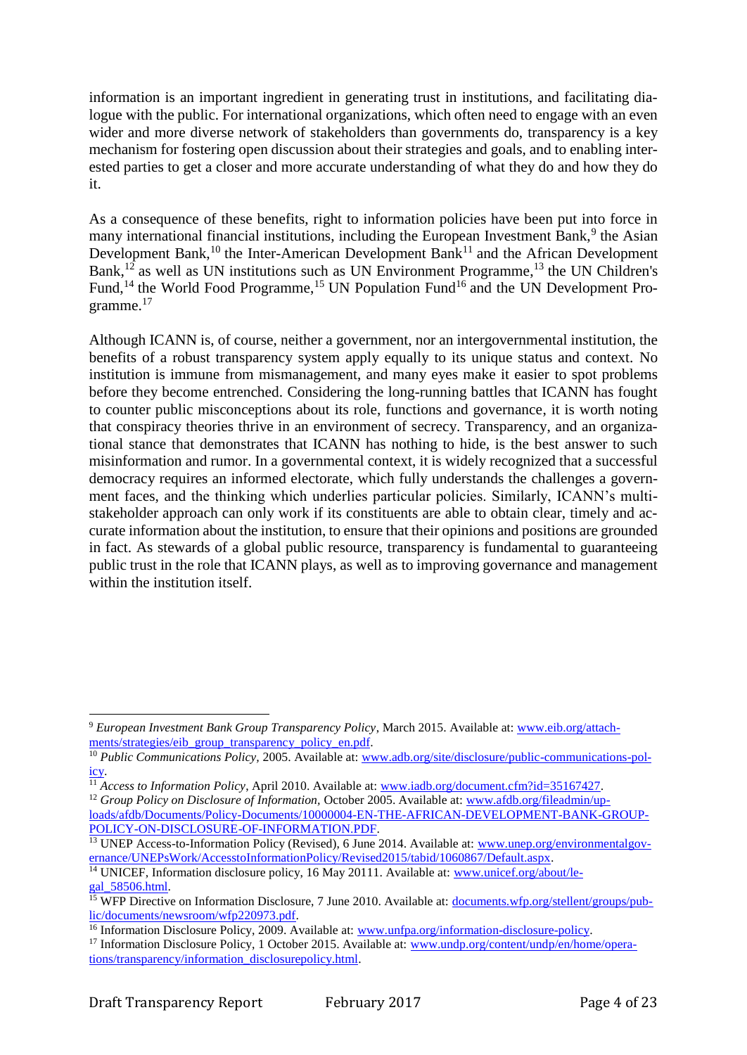information is an important ingredient in generating trust in institutions, and facilitating dialogue with the public. For international organizations, which often need to engage with an even wider and more diverse network of stakeholders than governments do, transparency is a key mechanism for fostering open discussion about their strategies and goals, and to enabling interested parties to get a closer and more accurate understanding of what they do and how they do it.

As a consequence of these benefits, right to information policies have been put into force in many international financial institutions, including the European Investment Bank,[9] the Asian Development Bank,[10] the Inter-American Development Bank[11] and the African Development Bank,[12] as well as UN institutions such as UN Environment Programme,[13] the UN Children's Fund,[14] the World Food Programme,[15] UN Population Fund[16] and the UN Development Programme.[17]

Although ICANN is, of course, neither a government, nor an intergovernmental institution, the benefits of a robust transparency system apply equally to its unique status and context. No institution is immune from mismanagement, and many eyes make it easier to spot problems before they become entrenched. Considering the long-running battles that ICANN has fought to counter public misconceptions about its role, functions and governance, it is worth noting that conspiracy theories thrive in an environment of secrecy. Transparency, and an organizational stance that demonstrates that ICANN has nothing to hide, is the best answer to such misinformation and rumor. In a governmental context, it is widely recognized that a successful democracy requires an informed electorate, which fully understands the challenges a government faces, and the thinking which underlies particular policies. Similarly, ICANN's multi-stakeholder approach can only work if its constituents are able to obtain clear, timely and accurate information about the institution, to ensure that their opinions and positions are grounded in fact. As stewards of a global public resource, transparency is fundamental to guaranteeing public trust in the role that ICANN plays, as well as to improving governance and management within the institution itself.

---

[9] *European Investment Bank Group Transparency Policy*, March 2015. Available at: www.eib.org/attachments/strategies/eib_group_transparency_policy_en.pdf.

[10] *Public Communications Policy*, 2005. Available at: www.adb.org/site/disclosure/public-communications-policy.

[11] *Access to Information Policy*, April 2010. Available at: www.iadb.org/document.cfm?id=35167427.

[12] *Group Policy on Disclosure of Information*, October 2005. Available at: www.afdb.org/fileadmin/uploads/afdb/Documents/Policy-Documents/10000004-EN-THE-AFRICAN-DEVELOPMENT-BANK-GROUP-POLICY-ON-DISCLOSURE-OF-INFORMATION.PDF.

[13] UNEP Access-to-Information Policy (Revised), 6 June 2014. Available at: www.unep.org/environmentalgovernance/UNEPsWork/AccesstoInformationPolicy/Revised2015/tabid/1060867/Default.aspx.

[14] UNICEF, Information disclosure policy, 16 May 20111. Available at: www.unicef.org/about/legal_58506.html.

[15] WFP Directive on Information Disclosure, 7 June 2010. Available at: documents.wfp.org/stellent/groups/public/documents/newsroom/wfp220973.pdf.

[16] Information Disclosure Policy, 2009. Available at: www.unfpa.org/information-disclosure-policy.

[17] Information Disclosure Policy, 1 October 2015. Available at: www.undp.org/content/undp/en/home/operations/transparency/information_disclosurepolicy.html.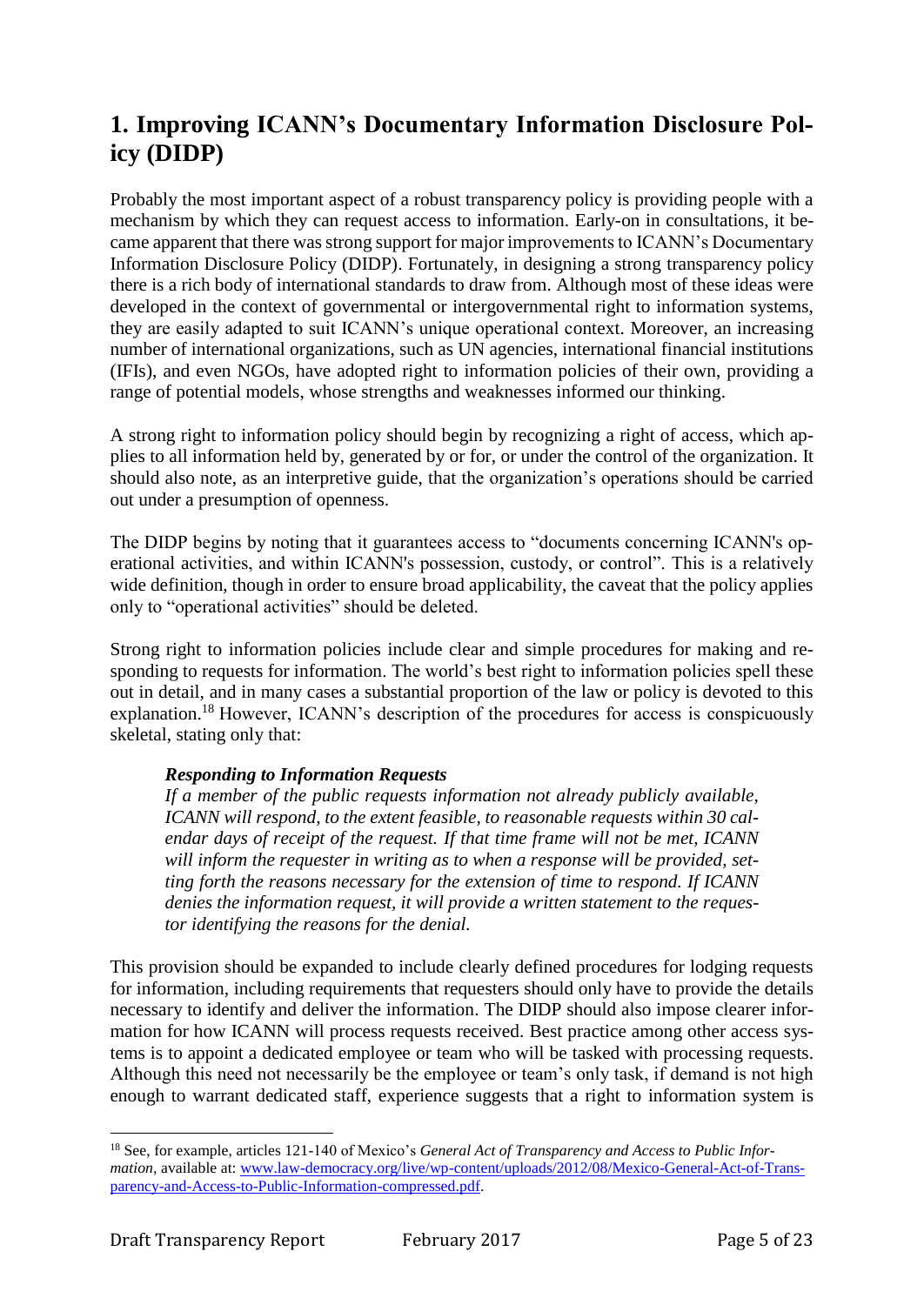# 1. Improving ICANN's Documentary Information Disclosure Policy (DIDP)

Probably the most important aspect of a robust transparency policy is providing people with a mechanism by which they can request access to information. Early-on in consultations, it became apparent that there was strong support for major improvements to ICANN's Documentary Information Disclosure Policy (DIDP). Fortunately, in designing a strong transparency policy there is a rich body of international standards to draw from. Although most of these ideas were developed in the context of governmental or intergovernmental right to information systems, they are easily adapted to suit ICANN's unique operational context. Moreover, an increasing number of international organizations, such as UN agencies, international financial institutions (IFIs), and even NGOs, have adopted right to information policies of their own, providing a range of potential models, whose strengths and weaknesses informed our thinking.

A strong right to information policy should begin by recognizing a right of access, which applies to all information held by, generated by or for, or under the control of the organization. It should also note, as an interpretive guide, that the organization's operations should be carried out under a presumption of openness.

The DIDP begins by noting that it guarantees access to "documents concerning ICANN's operational activities, and within ICANN's possession, custody, or control". This is a relatively wide definition, though in order to ensure broad applicability, the caveat that the policy applies only to "operational activities" should be deleted.

Strong right to information policies include clear and simple procedures for making and responding to requests for information. The world's best right to information policies spell these out in detail, and in many cases a substantial proportion of the law or policy is devoted to this explanation.[18] However, ICANN's description of the procedures for access is conspicuously skeletal, stating only that:

> ***Responding to Information Requests***
> *If a member of the public requests information not already publicly available, ICANN will respond, to the extent feasible, to reasonable requests within 30 calendar days of receipt of the request. If that time frame will not be met, ICANN will inform the requester in writing as to when a response will be provided, setting forth the reasons necessary for the extension of time to respond. If ICANN denies the information request, it will provide a written statement to the requestor identifying the reasons for the denial.*

This provision should be expanded to include clearly defined procedures for lodging requests for information, including requirements that requesters should only have to provide the details necessary to identify and deliver the information. The DIDP should also impose clearer information for how ICANN will process requests received. Best practice among other access systems is to appoint a dedicated employee or team who will be tasked with processing requests. Although this need not necessarily be the employee or team's only task, if demand is not high enough to warrant dedicated staff, experience suggests that a right to information system is

---

[18] See, for example, articles 121-140 of Mexico's *General Act of Transparency and Access to Public Information*, available at: www.law-democracy.org/live/wp-content/uploads/2012/08/Mexico-General-Act-of-Transparency-and-Access-to-Public-Information-compressed.pdf.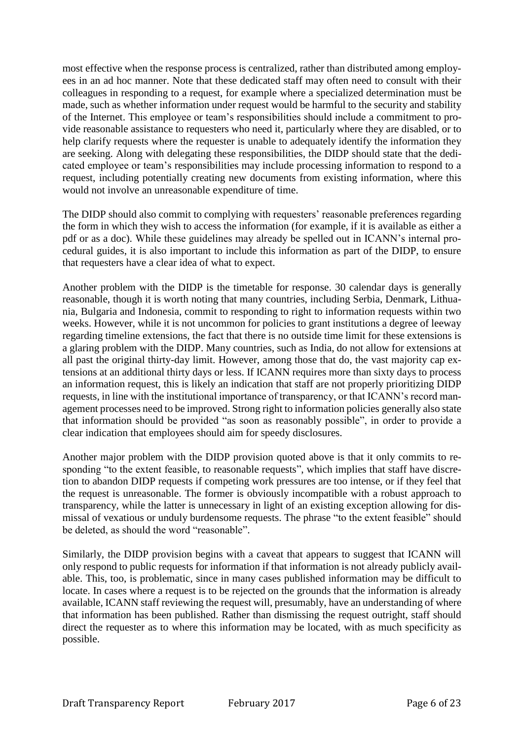most effective when the response process is centralized, rather than distributed among employees in an ad hoc manner. Note that these dedicated staff may often need to consult with their colleagues in responding to a request, for example where a specialized determination must be made, such as whether information under request would be harmful to the security and stability of the Internet. This employee or team's responsibilities should include a commitment to provide reasonable assistance to requesters who need it, particularly where they are disabled, or to help clarify requests where the requester is unable to adequately identify the information they are seeking. Along with delegating these responsibilities, the DIDP should state that the dedicated employee or team's responsibilities may include processing information to respond to a request, including potentially creating new documents from existing information, where this would not involve an unreasonable expenditure of time.

The DIDP should also commit to complying with requesters' reasonable preferences regarding the form in which they wish to access the information (for example, if it is available as either a pdf or as a doc). While these guidelines may already be spelled out in ICANN's internal procedural guides, it is also important to include this information as part of the DIDP, to ensure that requesters have a clear idea of what to expect.

Another problem with the DIDP is the timetable for response. 30 calendar days is generally reasonable, though it is worth noting that many countries, including Serbia, Denmark, Lithuania, Bulgaria and Indonesia, commit to responding to right to information requests within two weeks. However, while it is not uncommon for policies to grant institutions a degree of leeway regarding timeline extensions, the fact that there is no outside time limit for these extensions is a glaring problem with the DIDP. Many countries, such as India, do not allow for extensions at all past the original thirty-day limit. However, among those that do, the vast majority cap extensions at an additional thirty days or less. If ICANN requires more than sixty days to process an information request, this is likely an indication that staff are not properly prioritizing DIDP requests, in line with the institutional importance of transparency, or that ICANN's record management processes need to be improved. Strong right to information policies generally also state that information should be provided "as soon as reasonably possible", in order to provide a clear indication that employees should aim for speedy disclosures.

Another major problem with the DIDP provision quoted above is that it only commits to responding "to the extent feasible, to reasonable requests", which implies that staff have discretion to abandon DIDP requests if competing work pressures are too intense, or if they feel that the request is unreasonable. The former is obviously incompatible with a robust approach to transparency, while the latter is unnecessary in light of an existing exception allowing for dismissal of vexatious or unduly burdensome requests. The phrase "to the extent feasible" should be deleted, as should the word "reasonable".

Similarly, the DIDP provision begins with a caveat that appears to suggest that ICANN will only respond to public requests for information if that information is not already publicly available. This, too, is problematic, since in many cases published information may be difficult to locate. In cases where a request is to be rejected on the grounds that the information is already available, ICANN staff reviewing the request will, presumably, have an understanding of where that information has been published. Rather than dismissing the request outright, staff should direct the requester as to where this information may be located, with as much specificity as possible.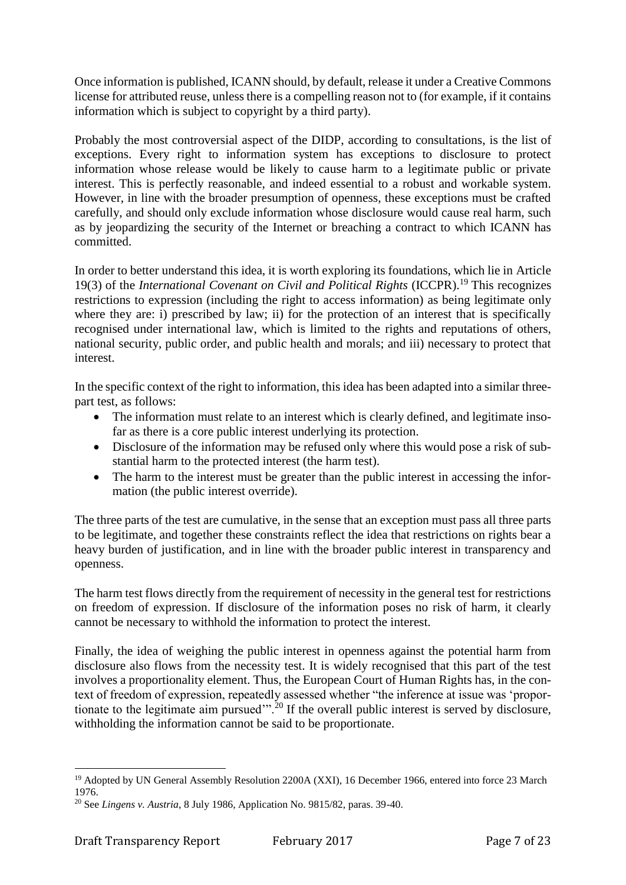Once information is published, ICANN should, by default, release it under a Creative Commons license for attributed reuse, unless there is a compelling reason not to (for example, if it contains information which is subject to copyright by a third party).

Probably the most controversial aspect of the DIDP, according to consultations, is the list of exceptions. Every right to information system has exceptions to disclosure to protect information whose release would be likely to cause harm to a legitimate public or private interest. This is perfectly reasonable, and indeed essential to a robust and workable system. However, in line with the broader presumption of openness, these exceptions must be crafted carefully, and should only exclude information whose disclosure would cause real harm, such as by jeopardizing the security of the Internet or breaching a contract to which ICANN has committed.

In order to better understand this idea, it is worth exploring its foundations, which lie in Article 19(3) of the *International Covenant on Civil and Political Rights* (ICCPR).[19] This recognizes restrictions to expression (including the right to access information) as being legitimate only where they are: i) prescribed by law; ii) for the protection of an interest that is specifically recognised under international law, which is limited to the rights and reputations of others, national security, public order, and public health and morals; and iii) necessary to protect that interest.

In the specific context of the right to information, this idea has been adapted into a similar three-part test, as follows:

- The information must relate to an interest which is clearly defined, and legitimate insofar as there is a core public interest underlying its protection.
- Disclosure of the information may be refused only where this would pose a risk of substantial harm to the protected interest (the harm test).
- The harm to the interest must be greater than the public interest in accessing the information (the public interest override).

The three parts of the test are cumulative, in the sense that an exception must pass all three parts to be legitimate, and together these constraints reflect the idea that restrictions on rights bear a heavy burden of justification, and in line with the broader public interest in transparency and openness.

The harm test flows directly from the requirement of necessity in the general test for restrictions on freedom of expression. If disclosure of the information poses no risk of harm, it clearly cannot be necessary to withhold the information to protect the interest.

Finally, the idea of weighing the public interest in openness against the potential harm from disclosure also flows from the necessity test. It is widely recognised that this part of the test involves a proportionality element. Thus, the European Court of Human Rights has, in the context of freedom of expression, repeatedly assessed whether "the inference at issue was 'proportionate to the legitimate aim pursued'".[20] If the overall public interest is served by disclosure, withholding the information cannot be said to be proportionate.

---

[19] Adopted by UN General Assembly Resolution 2200A (XXI), 16 December 1966, entered into force 23 March 1976.

[20] See *Lingens v. Austria*, 8 July 1986, Application No. 9815/82, paras. 39-40.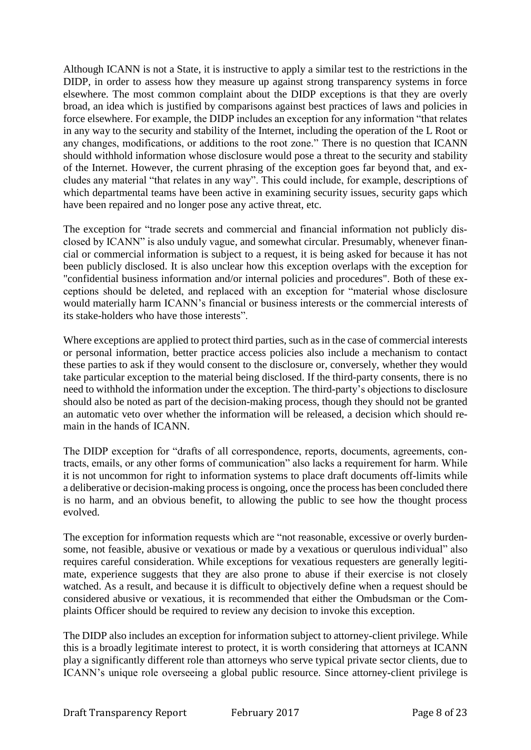Although ICANN is not a State, it is instructive to apply a similar test to the restrictions in the DIDP, in order to assess how they measure up against strong transparency systems in force elsewhere. The most common complaint about the DIDP exceptions is that they are overly broad, an idea which is justified by comparisons against best practices of laws and policies in force elsewhere. For example, the DIDP includes an exception for any information "that relates in any way to the security and stability of the Internet, including the operation of the L Root or any changes, modifications, or additions to the root zone." There is no question that ICANN should withhold information whose disclosure would pose a threat to the security and stability of the Internet. However, the current phrasing of the exception goes far beyond that, and excludes any material "that relates in any way". This could include, for example, descriptions of which departmental teams have been active in examining security issues, security gaps which have been repaired and no longer pose any active threat, etc.

The exception for "trade secrets and commercial and financial information not publicly disclosed by ICANN" is also unduly vague, and somewhat circular. Presumably, whenever financial or commercial information is subject to a request, it is being asked for because it has not been publicly disclosed. It is also unclear how this exception overlaps with the exception for "confidential business information and/or internal policies and procedures". Both of these exceptions should be deleted, and replaced with an exception for "material whose disclosure would materially harm ICANN's financial or business interests or the commercial interests of its stake-holders who have those interests".

Where exceptions are applied to protect third parties, such as in the case of commercial interests or personal information, better practice access policies also include a mechanism to contact these parties to ask if they would consent to the disclosure or, conversely, whether they would take particular exception to the material being disclosed. If the third-party consents, there is no need to withhold the information under the exception. The third-party's objections to disclosure should also be noted as part of the decision-making process, though they should not be granted an automatic veto over whether the information will be released, a decision which should remain in the hands of ICANN.

The DIDP exception for "drafts of all correspondence, reports, documents, agreements, contracts, emails, or any other forms of communication" also lacks a requirement for harm. While it is not uncommon for right to information systems to place draft documents off-limits while a deliberative or decision-making process is ongoing, once the process has been concluded there is no harm, and an obvious benefit, to allowing the public to see how the thought process evolved.

The exception for information requests which are "not reasonable, excessive or overly burdensome, not feasible, abusive or vexatious or made by a vexatious or querulous individual" also requires careful consideration. While exceptions for vexatious requesters are generally legitimate, experience suggests that they are also prone to abuse if their exercise is not closely watched. As a result, and because it is difficult to objectively define when a request should be considered abusive or vexatious, it is recommended that either the Ombudsman or the Complaints Officer should be required to review any decision to invoke this exception.

The DIDP also includes an exception for information subject to attorney-client privilege. While this is a broadly legitimate interest to protect, it is worth considering that attorneys at ICANN play a significantly different role than attorneys who serve typical private sector clients, due to ICANN's unique role overseeing a global public resource. Since attorney-client privilege is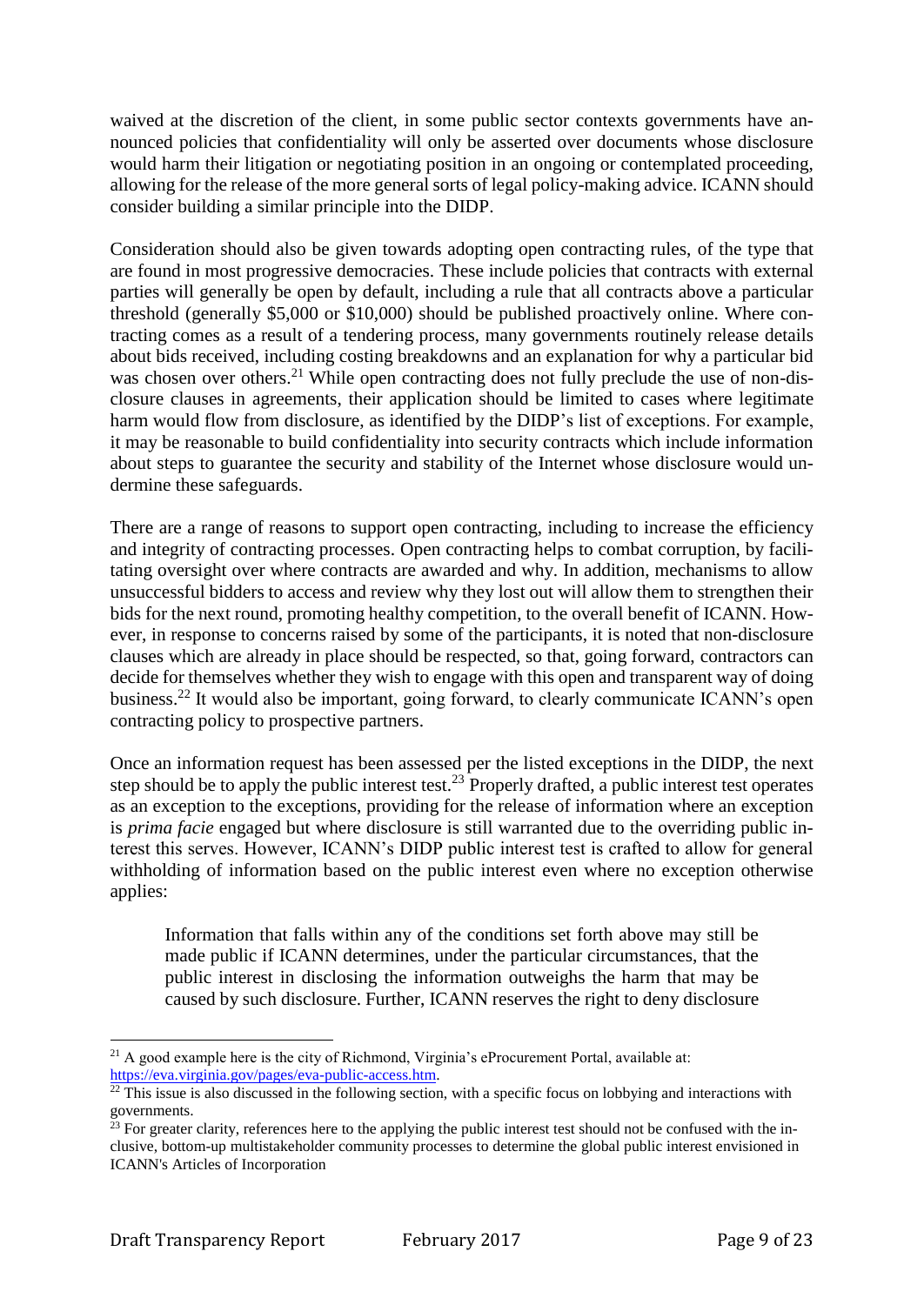waived at the discretion of the client, in some public sector contexts governments have announced policies that confidentiality will only be asserted over documents whose disclosure would harm their litigation or negotiating position in an ongoing or contemplated proceeding, allowing for the release of the more general sorts of legal policy-making advice. ICANN should consider building a similar principle into the DIDP.

Consideration should also be given towards adopting open contracting rules, of the type that are found in most progressive democracies. These include policies that contracts with external parties will generally be open by default, including a rule that all contracts above a particular threshold (generally $5,000 or $10,000) should be published proactively online. Where contracting comes as a result of a tendering process, many governments routinely release details about bids received, including costing breakdowns and an explanation for why a particular bid was chosen over others.[21] While open contracting does not fully preclude the use of non-disclosure clauses in agreements, their application should be limited to cases where legitimate harm would flow from disclosure, as identified by the DIDP's list of exceptions. For example, it may be reasonable to build confidentiality into security contracts which include information about steps to guarantee the security and stability of the Internet whose disclosure would undermine these safeguards.

There are a range of reasons to support open contracting, including to increase the efficiency and integrity of contracting processes. Open contracting helps to combat corruption, by facilitating oversight over where contracts are awarded and why. In addition, mechanisms to allow unsuccessful bidders to access and review why they lost out will allow them to strengthen their bids for the next round, promoting healthy competition, to the overall benefit of ICANN. However, in response to concerns raised by some of the participants, it is noted that non-disclosure clauses which are already in place should be respected, so that, going forward, contractors can decide for themselves whether they wish to engage with this open and transparent way of doing business.[22] It would also be important, going forward, to clearly communicate ICANN's open contracting policy to prospective partners.

Once an information request has been assessed per the listed exceptions in the DIDP, the next step should be to apply the public interest test.[23] Properly drafted, a public interest test operates as an exception to the exceptions, providing for the release of information where an exception is *prima facie* engaged but where disclosure is still warranted due to the overriding public interest this serves. However, ICANN's DIDP public interest test is crafted to allow for general withholding of information based on the public interest even where no exception otherwise applies:

> Information that falls within any of the conditions set forth above may still be made public if ICANN determines, under the particular circumstances, that the public interest in disclosing the information outweighs the harm that may be caused by such disclosure. Further, ICANN reserves the right to deny disclosure

---

[21] A good example here is the city of Richmond, Virginia's eProcurement Portal, available at: https://eva.virginia.gov/pages/eva-public-access.htm.

[22] This issue is also discussed in the following section, with a specific focus on lobbying and interactions with governments.

[23] For greater clarity, references here to the applying the public interest test should not be confused with the inclusive, bottom-up multistakeholder community processes to determine the global public interest envisioned in ICANN's Articles of Incorporation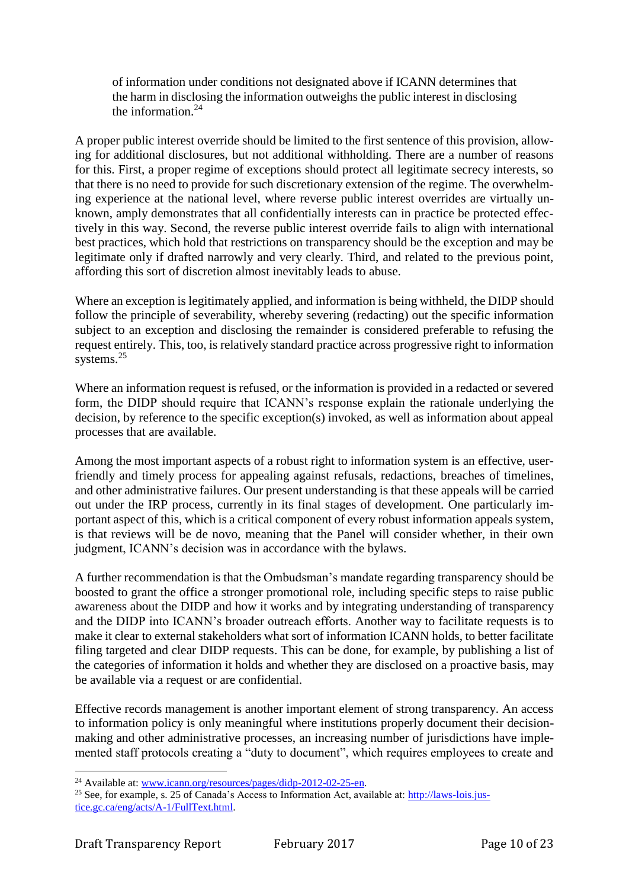> of information under conditions not designated above if ICANN determines that the harm in disclosing the information outweighs the public interest in disclosing the information.[24]

A proper public interest override should be limited to the first sentence of this provision, allowing for additional disclosures, but not additional withholding. There are a number of reasons for this. First, a proper regime of exceptions should protect all legitimate secrecy interests, so that there is no need to provide for such discretionary extension of the regime. The overwhelming experience at the national level, where reverse public interest overrides are virtually unknown, amply demonstrates that all confidentially interests can in practice be protected effectively in this way. Second, the reverse public interest override fails to align with international best practices, which hold that restrictions on transparency should be the exception and may be legitimate only if drafted narrowly and very clearly. Third, and related to the previous point, affording this sort of discretion almost inevitably leads to abuse.

Where an exception is legitimately applied, and information is being withheld, the DIDP should follow the principle of severability, whereby severing (redacting) out the specific information subject to an exception and disclosing the remainder is considered preferable to refusing the request entirely. This, too, is relatively standard practice across progressive right to information systems.[25]

Where an information request is refused, or the information is provided in a redacted or severed form, the DIDP should require that ICANN's response explain the rationale underlying the decision, by reference to the specific exception(s) invoked, as well as information about appeal processes that are available.

Among the most important aspects of a robust right to information system is an effective, user-friendly and timely process for appealing against refusals, redactions, breaches of timelines, and other administrative failures. Our present understanding is that these appeals will be carried out under the IRP process, currently in its final stages of development. One particularly important aspect of this, which is a critical component of every robust information appeals system, is that reviews will be de novo, meaning that the Panel will consider whether, in their own judgment, ICANN's decision was in accordance with the bylaws.

A further recommendation is that the Ombudsman's mandate regarding transparency should be boosted to grant the office a stronger promotional role, including specific steps to raise public awareness about the DIDP and how it works and by integrating understanding of transparency and the DIDP into ICANN's broader outreach efforts. Another way to facilitate requests is to make it clear to external stakeholders what sort of information ICANN holds, to better facilitate filing targeted and clear DIDP requests. This can be done, for example, by publishing a list of the categories of information it holds and whether they are disclosed on a proactive basis, may be available via a request or are confidential.

Effective records management is another important element of strong transparency. An access to information policy is only meaningful where institutions properly document their decision-making and other administrative processes, an increasing number of jurisdictions have implemented staff protocols creating a "duty to document", which requires employees to create and

---

[24] Available at: [www.icann.org/resources/pages/didp-2012-02-25-en](www.icann.org/resources/pages/didp-2012-02-25-en).

[25] See, for example, s. 25 of Canada's Access to Information Act, available at: [http://laws-lois.justice.gc.ca/eng/acts/A-1/FullText.html](http://laws-lois.justice.gc.ca/eng/acts/A-1/FullText.html).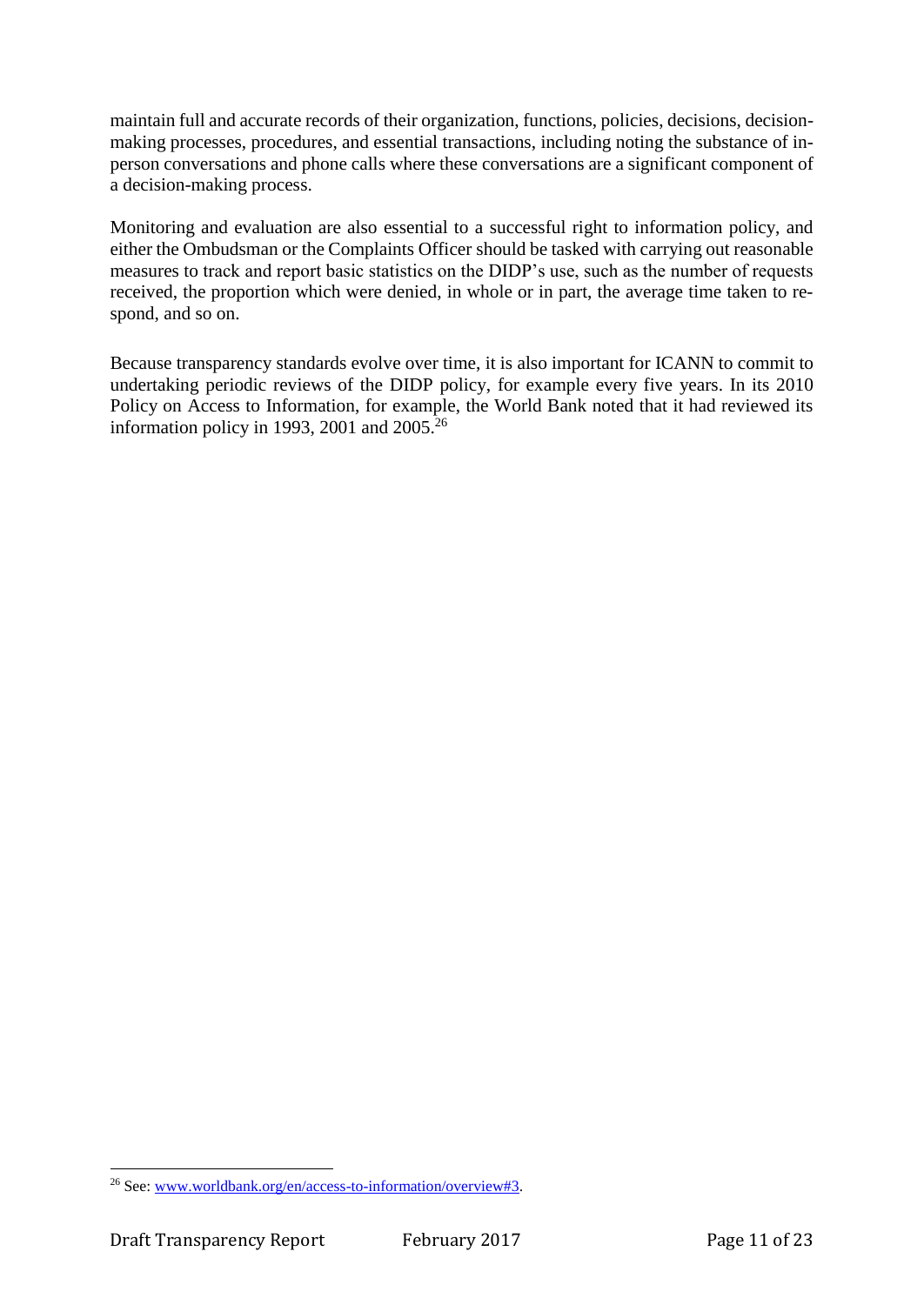maintain full and accurate records of their organization, functions, policies, decisions, decision-making processes, procedures, and essential transactions, including noting the substance of in-person conversations and phone calls where these conversations are a significant component of a decision-making process.

Monitoring and evaluation are also essential to a successful right to information policy, and either the Ombudsman or the Complaints Officer should be tasked with carrying out reasonable measures to track and report basic statistics on the DIDP's use, such as the number of requests received, the proportion which were denied, in whole or in part, the average time taken to respond, and so on.

Because transparency standards evolve over time, it is also important for ICANN to commit to undertaking periodic reviews of the DIDP policy, for example every five years. In its 2010 Policy on Access to Information, for example, the World Bank noted that it had reviewed its information policy in 1993, 2001 and 2005.[26]

---

[26] See: [www.worldbank.org/en/access-to-information/overview#3](www.worldbank.org/en/access-to-information/overview#3).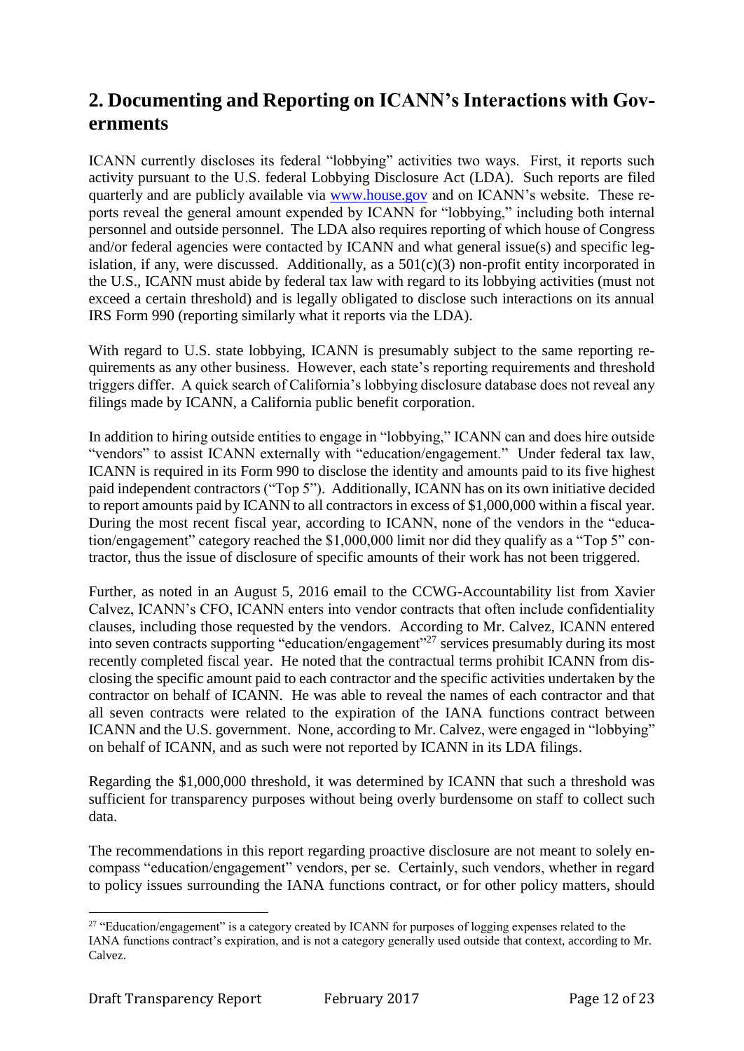## 2. Documenting and Reporting on ICANN's Interactions with Governments

ICANN currently discloses its federal "lobbying" activities two ways. First, it reports such activity pursuant to the U.S. federal Lobbying Disclosure Act (LDA). Such reports are filed quarterly and are publicly available via [www.house.gov](www.house.gov) and on ICANN's website. These reports reveal the general amount expended by ICANN for "lobbying," including both internal personnel and outside personnel. The LDA also requires reporting of which house of Congress and/or federal agencies were contacted by ICANN and what general issue(s) and specific legislation, if any, were discussed. Additionally, as a 501(c)(3) non-profit entity incorporated in the U.S., ICANN must abide by federal tax law with regard to its lobbying activities (must not exceed a certain threshold) and is legally obligated to disclose such interactions on its annual IRS Form 990 (reporting similarly what it reports via the LDA).

With regard to U.S. state lobbying, ICANN is presumably subject to the same reporting requirements as any other business. However, each state's reporting requirements and threshold triggers differ. A quick search of California's lobbying disclosure database does not reveal any filings made by ICANN, a California public benefit corporation.

In addition to hiring outside entities to engage in "lobbying," ICANN can and does hire outside "vendors" to assist ICANN externally with "education/engagement." Under federal tax law, ICANN is required in its Form 990 to disclose the identity and amounts paid to its five highest paid independent contractors ("Top 5"). Additionally, ICANN has on its own initiative decided to report amounts paid by ICANN to all contractors in excess of $1,000,000 within a fiscal year. During the most recent fiscal year, according to ICANN, none of the vendors in the "education/engagement" category reached the $1,000,000 limit nor did they qualify as a "Top 5" contractor, thus the issue of disclosure of specific amounts of their work has not been triggered.

Further, as noted in an August 5, 2016 email to the CCWG-Accountability list from Xavier Calvez, ICANN's CFO, ICANN enters into vendor contracts that often include confidentiality clauses, including those requested by the vendors. According to Mr. Calvez, ICANN entered into seven contracts supporting "education/engagement"[27] services presumably during its most recently completed fiscal year. He noted that the contractual terms prohibit ICANN from disclosing the specific amount paid to each contractor and the specific activities undertaken by the contractor on behalf of ICANN. He was able to reveal the names of each contractor and that all seven contracts were related to the expiration of the IANA functions contract between ICANN and the U.S. government. None, according to Mr. Calvez, were engaged in "lobbying" on behalf of ICANN, and as such were not reported by ICANN in its LDA filings.

Regarding the $1,000,000 threshold, it was determined by ICANN that such a threshold was sufficient for transparency purposes without being overly burdensome on staff to collect such data.

The recommendations in this report regarding proactive disclosure are not meant to solely encompass "education/engagement" vendors, per se. Certainly, such vendors, whether in regard to policy issues surrounding the IANA functions contract, or for other policy matters, should

[27] "Education/engagement" is a category created by ICANN for purposes of logging expenses related to the IANA functions contract's expiration, and is not a category generally used outside that context, according to Mr. Calvez.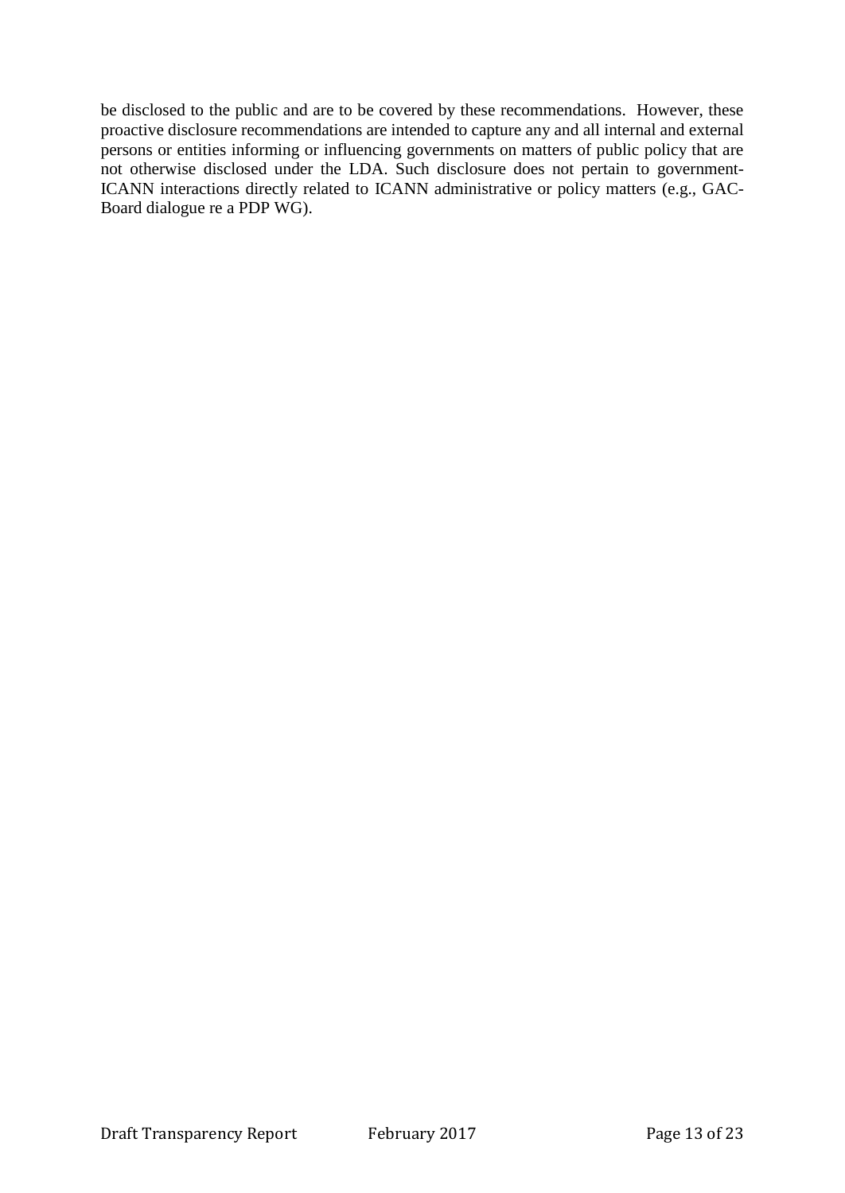be disclosed to the public and are to be covered by these recommendations. However, these proactive disclosure recommendations are intended to capture any and all internal and external persons or entities informing or influencing governments on matters of public policy that are not otherwise disclosed under the LDA. Such disclosure does not pertain to government-ICANN interactions directly related to ICANN administrative or policy matters (e.g., GAC-Board dialogue re a PDP WG).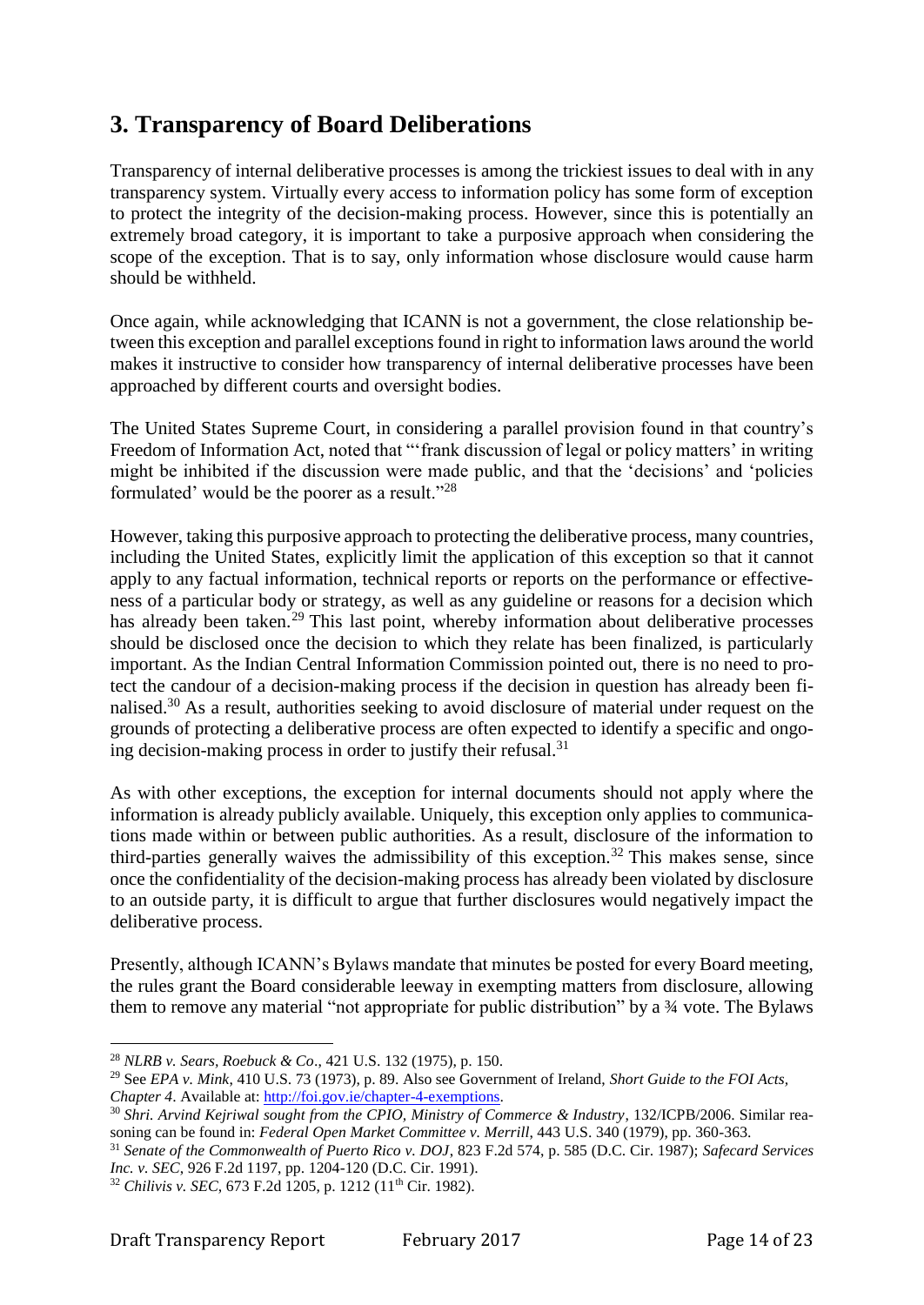## 3. Transparency of Board Deliberations

Transparency of internal deliberative processes is among the trickiest issues to deal with in any transparency system. Virtually every access to information policy has some form of exception to protect the integrity of the decision-making process. However, since this is potentially an extremely broad category, it is important to take a purposive approach when considering the scope of the exception. That is to say, only information whose disclosure would cause harm should be withheld.

Once again, while acknowledging that ICANN is not a government, the close relationship between this exception and parallel exceptions found in right to information laws around the world makes it instructive to consider how transparency of internal deliberative processes have been approached by different courts and oversight bodies.

The United States Supreme Court, in considering a parallel provision found in that country's Freedom of Information Act, noted that "'frank discussion of legal or policy matters' in writing might be inhibited if the discussion were made public, and that the 'decisions' and 'policies formulated' would be the poorer as a result."[28]

However, taking this purposive approach to protecting the deliberative process, many countries, including the United States, explicitly limit the application of this exception so that it cannot apply to any factual information, technical reports or reports on the performance or effectiveness of a particular body or strategy, as well as any guideline or reasons for a decision which has already been taken.[29] This last point, whereby information about deliberative processes should be disclosed once the decision to which they relate has been finalized, is particularly important. As the Indian Central Information Commission pointed out, there is no need to protect the candour of a decision-making process if the decision in question has already been finalised.[30] As a result, authorities seeking to avoid disclosure of material under request on the grounds of protecting a deliberative process are often expected to identify a specific and ongoing decision-making process in order to justify their refusal.[31]

As with other exceptions, the exception for internal documents should not apply where the information is already publicly available. Uniquely, this exception only applies to communications made within or between public authorities. As a result, disclosure of the information to third-parties generally waives the admissibility of this exception.[32] This makes sense, since once the confidentiality of the decision-making process has already been violated by disclosure to an outside party, it is difficult to argue that further disclosures would negatively impact the deliberative process.

Presently, although ICANN's Bylaws mandate that minutes be posted for every Board meeting, the rules grant the Board considerable leeway in exempting matters from disclosure, allowing them to remove any material "not appropriate for public distribution" by a ¾ vote. The Bylaws

---

[28] *NLRB v. Sears, Roebuck & Co*., 421 U.S. 132 (1975), p. 150.

[29] See *EPA v. Mink*, 410 U.S. 73 (1973), p. 89. Also see Government of Ireland, *Short Guide to the FOI Acts, Chapter 4*. Available at: http://foi.gov.ie/chapter-4-exemptions.

[30] *Shri. Arvind Kejriwal sought from the CPIO, Ministry of Commerce & Industry*, 132/ICPB/2006. Similar reasoning can be found in: *Federal Open Market Committee v. Merrill*, 443 U.S. 340 (1979), pp. 360-363.

[31] *Senate of the Commonwealth of Puerto Rico v. DOJ*, 823 F.2d 574, p. 585 (D.C. Cir. 1987); *Safecard Services Inc. v. SEC*, 926 F.2d 1197, pp. 1204-120 (D.C. Cir. 1991).

[32] *Chilivis v. SEC*, 673 F.2d 1205, p. 1212 (11th Cir. 1982).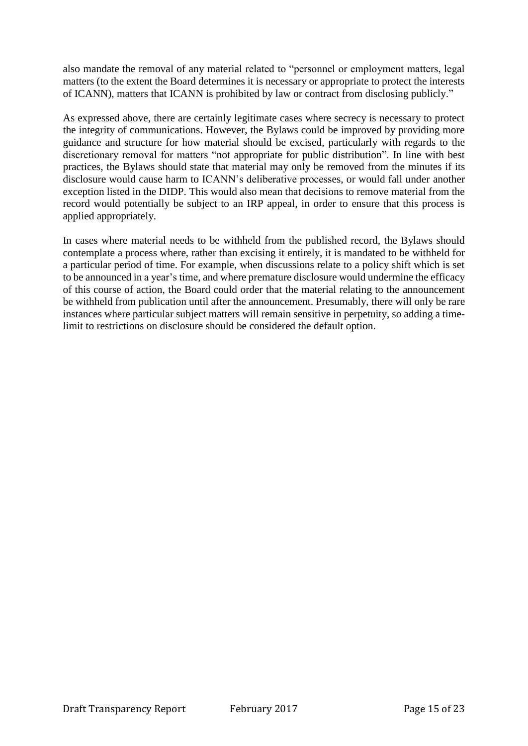also mandate the removal of any material related to "personnel or employment matters, legal matters (to the extent the Board determines it is necessary or appropriate to protect the interests of ICANN), matters that ICANN is prohibited by law or contract from disclosing publicly."

As expressed above, there are certainly legitimate cases where secrecy is necessary to protect the integrity of communications. However, the Bylaws could be improved by providing more guidance and structure for how material should be excised, particularly with regards to the discretionary removal for matters "not appropriate for public distribution". In line with best practices, the Bylaws should state that material may only be removed from the minutes if its disclosure would cause harm to ICANN's deliberative processes, or would fall under another exception listed in the DIDP. This would also mean that decisions to remove material from the record would potentially be subject to an IRP appeal, in order to ensure that this process is applied appropriately.

In cases where material needs to be withheld from the published record, the Bylaws should contemplate a process where, rather than excising it entirely, it is mandated to be withheld for a particular period of time. For example, when discussions relate to a policy shift which is set to be announced in a year's time, and where premature disclosure would undermine the efficacy of this course of action, the Board could order that the material relating to the announcement be withheld from publication until after the announcement. Presumably, there will only be rare instances where particular subject matters will remain sensitive in perpetuity, so adding a time-limit to restrictions on disclosure should be considered the default option.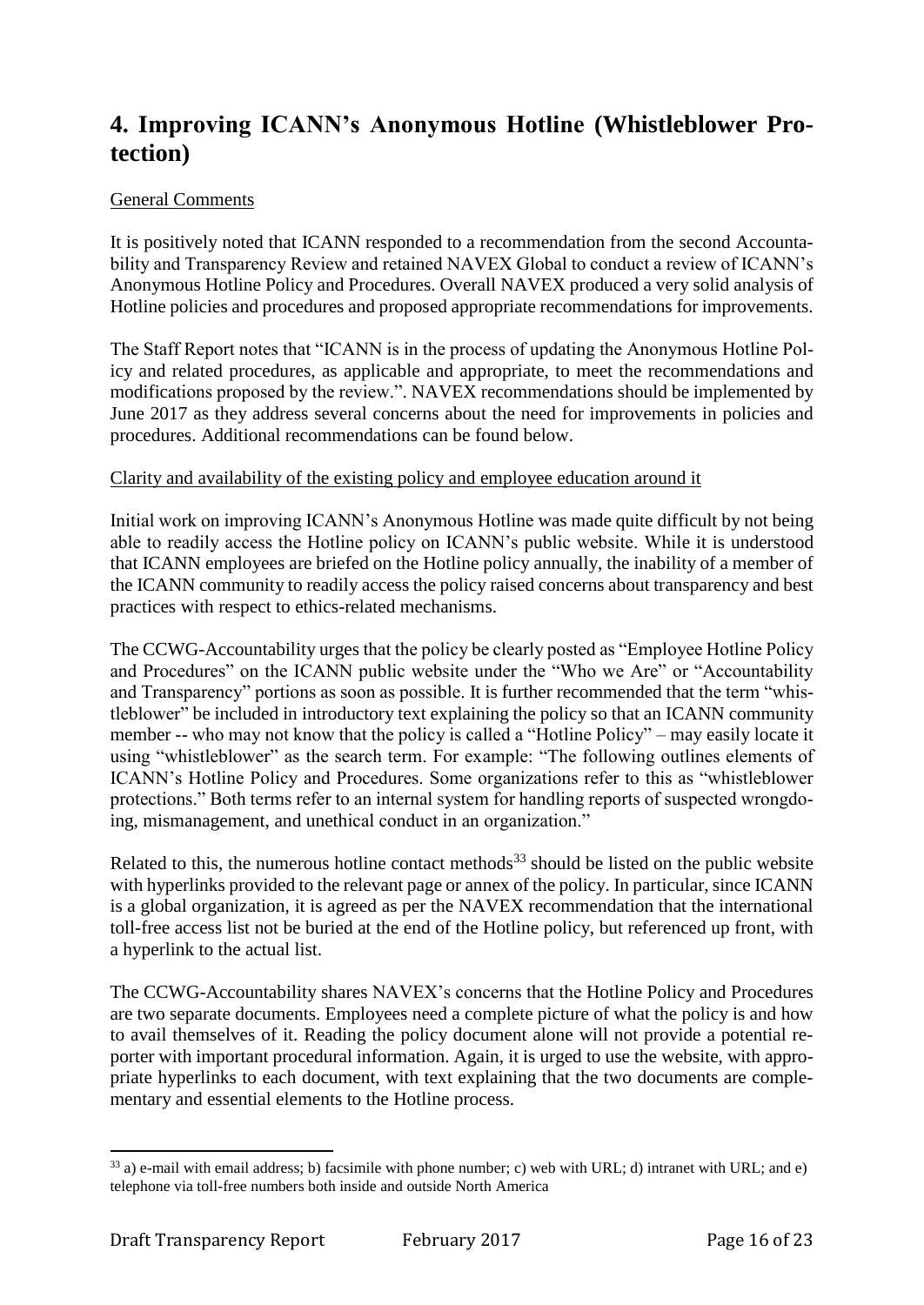# 4. Improving ICANN's Anonymous Hotline (Whistleblower Protection)

General Comments

It is positively noted that ICANN responded to a recommendation from the second Accountability and Transparency Review and retained NAVEX Global to conduct a review of ICANN's Anonymous Hotline Policy and Procedures. Overall NAVEX produced a very solid analysis of Hotline policies and procedures and proposed appropriate recommendations for improvements.

The Staff Report notes that "ICANN is in the process of updating the Anonymous Hotline Policy and related procedures, as applicable and appropriate, to meet the recommendations and modifications proposed by the review.". NAVEX recommendations should be implemented by June 2017 as they address several concerns about the need for improvements in policies and procedures. Additional recommendations can be found below.

Clarity and availability of the existing policy and employee education around it

Initial work on improving ICANN's Anonymous Hotline was made quite difficult by not being able to readily access the Hotline policy on ICANN's public website. While it is understood that ICANN employees are briefed on the Hotline policy annually, the inability of a member of the ICANN community to readily access the policy raised concerns about transparency and best practices with respect to ethics-related mechanisms.

The CCWG-Accountability urges that the policy be clearly posted as "Employee Hotline Policy and Procedures" on the ICANN public website under the "Who we Are" or "Accountability and Transparency" portions as soon as possible. It is further recommended that the term "whistleblower" be included in introductory text explaining the policy so that an ICANN community member -- who may not know that the policy is called a "Hotline Policy" – may easily locate it using "whistleblower" as the search term. For example: "The following outlines elements of ICANN's Hotline Policy and Procedures. Some organizations refer to this as "whistleblower protections." Both terms refer to an internal system for handling reports of suspected wrongdoing, mismanagement, and unethical conduct in an organization."

Related to this, the numerous hotline contact methods[33] should be listed on the public website with hyperlinks provided to the relevant page or annex of the policy. In particular, since ICANN is a global organization, it is agreed as per the NAVEX recommendation that the international toll-free access list not be buried at the end of the Hotline policy, but referenced up front, with a hyperlink to the actual list.

The CCWG-Accountability shares NAVEX's concerns that the Hotline Policy and Procedures are two separate documents. Employees need a complete picture of what the policy is and how to avail themselves of it. Reading the policy document alone will not provide a potential reporter with important procedural information. Again, it is urged to use the website, with appropriate hyperlinks to each document, with text explaining that the two documents are complementary and essential elements to the Hotline process.

[33] a) e-mail with email address; b) facsimile with phone number; c) web with URL; d) intranet with URL; and e) telephone via toll-free numbers both inside and outside North America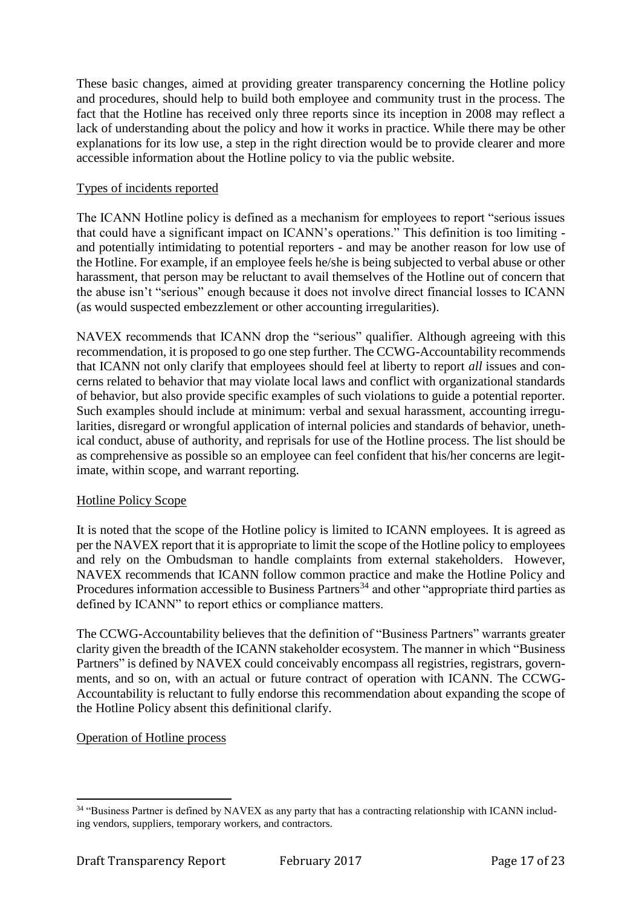These basic changes, aimed at providing greater transparency concerning the Hotline policy and procedures, should help to build both employee and community trust in the process. The fact that the Hotline has received only three reports since its inception in 2008 may reflect a lack of understanding about the policy and how it works in practice. While there may be other explanations for its low use, a step in the right direction would be to provide clearer and more accessible information about the Hotline policy to via the public website.

Types of incidents reported

The ICANN Hotline policy is defined as a mechanism for employees to report "serious issues that could have a significant impact on ICANN's operations." This definition is too limiting - and potentially intimidating to potential reporters - and may be another reason for low use of the Hotline. For example, if an employee feels he/she is being subjected to verbal abuse or other harassment, that person may be reluctant to avail themselves of the Hotline out of concern that the abuse isn't "serious" enough because it does not involve direct financial losses to ICANN (as would suspected embezzlement or other accounting irregularities).

NAVEX recommends that ICANN drop the "serious" qualifier. Although agreeing with this recommendation, it is proposed to go one step further. The CCWG-Accountability recommends that ICANN not only clarify that employees should feel at liberty to report *all* issues and concerns related to behavior that may violate local laws and conflict with organizational standards of behavior, but also provide specific examples of such violations to guide a potential reporter. Such examples should include at minimum: verbal and sexual harassment, accounting irregularities, disregard or wrongful application of internal policies and standards of behavior, unethical conduct, abuse of authority, and reprisals for use of the Hotline process. The list should be as comprehensive as possible so an employee can feel confident that his/her concerns are legitimate, within scope, and warrant reporting.

Hotline Policy Scope

It is noted that the scope of the Hotline policy is limited to ICANN employees. It is agreed as per the NAVEX report that it is appropriate to limit the scope of the Hotline policy to employees and rely on the Ombudsman to handle complaints from external stakeholders. However, NAVEX recommends that ICANN follow common practice and make the Hotline Policy and Procedures information accessible to Business Partners[34] and other "appropriate third parties as defined by ICANN" to report ethics or compliance matters.

The CCWG-Accountability believes that the definition of "Business Partners" warrants greater clarity given the breadth of the ICANN stakeholder ecosystem. The manner in which "Business Partners" is defined by NAVEX could conceivably encompass all registries, registrars, governments, and so on, with an actual or future contract of operation with ICANN. The CCWG-Accountability is reluctant to fully endorse this recommendation about expanding the scope of the Hotline Policy absent this definitional clarify.

Operation of Hotline process

[34] "Business Partner is defined by NAVEX as any party that has a contracting relationship with ICANN including vendors, suppliers, temporary workers, and contractors.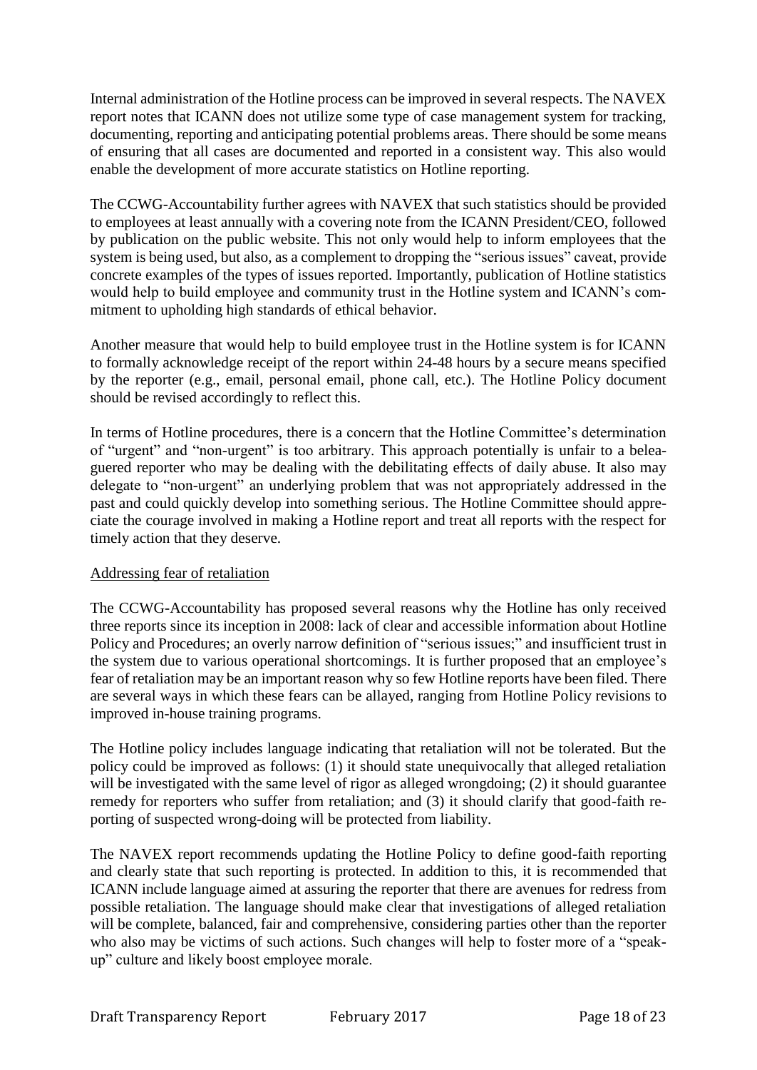Internal administration of the Hotline process can be improved in several respects. The NAVEX report notes that ICANN does not utilize some type of case management system for tracking, documenting, reporting and anticipating potential problems areas. There should be some means of ensuring that all cases are documented and reported in a consistent way. This also would enable the development of more accurate statistics on Hotline reporting.

The CCWG-Accountability further agrees with NAVEX that such statistics should be provided to employees at least annually with a covering note from the ICANN President/CEO, followed by publication on the public website. This not only would help to inform employees that the system is being used, but also, as a complement to dropping the "serious issues" caveat, provide concrete examples of the types of issues reported. Importantly, publication of Hotline statistics would help to build employee and community trust in the Hotline system and ICANN's commitment to upholding high standards of ethical behavior.

Another measure that would help to build employee trust in the Hotline system is for ICANN to formally acknowledge receipt of the report within 24-48 hours by a secure means specified by the reporter (e.g., email, personal email, phone call, etc.). The Hotline Policy document should be revised accordingly to reflect this.

In terms of Hotline procedures, there is a concern that the Hotline Committee's determination of "urgent" and "non-urgent" is too arbitrary. This approach potentially is unfair to a beleaguered reporter who may be dealing with the debilitating effects of daily abuse. It also may delegate to "non-urgent" an underlying problem that was not appropriately addressed in the past and could quickly develop into something serious. The Hotline Committee should appreciate the courage involved in making a Hotline report and treat all reports with the respect for timely action that they deserve.

Addressing fear of retaliation

The CCWG-Accountability has proposed several reasons why the Hotline has only received three reports since its inception in 2008: lack of clear and accessible information about Hotline Policy and Procedures; an overly narrow definition of "serious issues;" and insufficient trust in the system due to various operational shortcomings. It is further proposed that an employee's fear of retaliation may be an important reason why so few Hotline reports have been filed. There are several ways in which these fears can be allayed, ranging from Hotline Policy revisions to improved in-house training programs.

The Hotline policy includes language indicating that retaliation will not be tolerated. But the policy could be improved as follows: (1) it should state unequivocally that alleged retaliation will be investigated with the same level of rigor as alleged wrongdoing; (2) it should guarantee remedy for reporters who suffer from retaliation; and (3) it should clarify that good-faith reporting of suspected wrong-doing will be protected from liability.

The NAVEX report recommends updating the Hotline Policy to define good-faith reporting and clearly state that such reporting is protected. In addition to this, it is recommended that ICANN include language aimed at assuring the reporter that there are avenues for redress from possible retaliation. The language should make clear that investigations of alleged retaliation will be complete, balanced, fair and comprehensive, considering parties other than the reporter who also may be victims of such actions. Such changes will help to foster more of a "speak-up" culture and likely boost employee morale.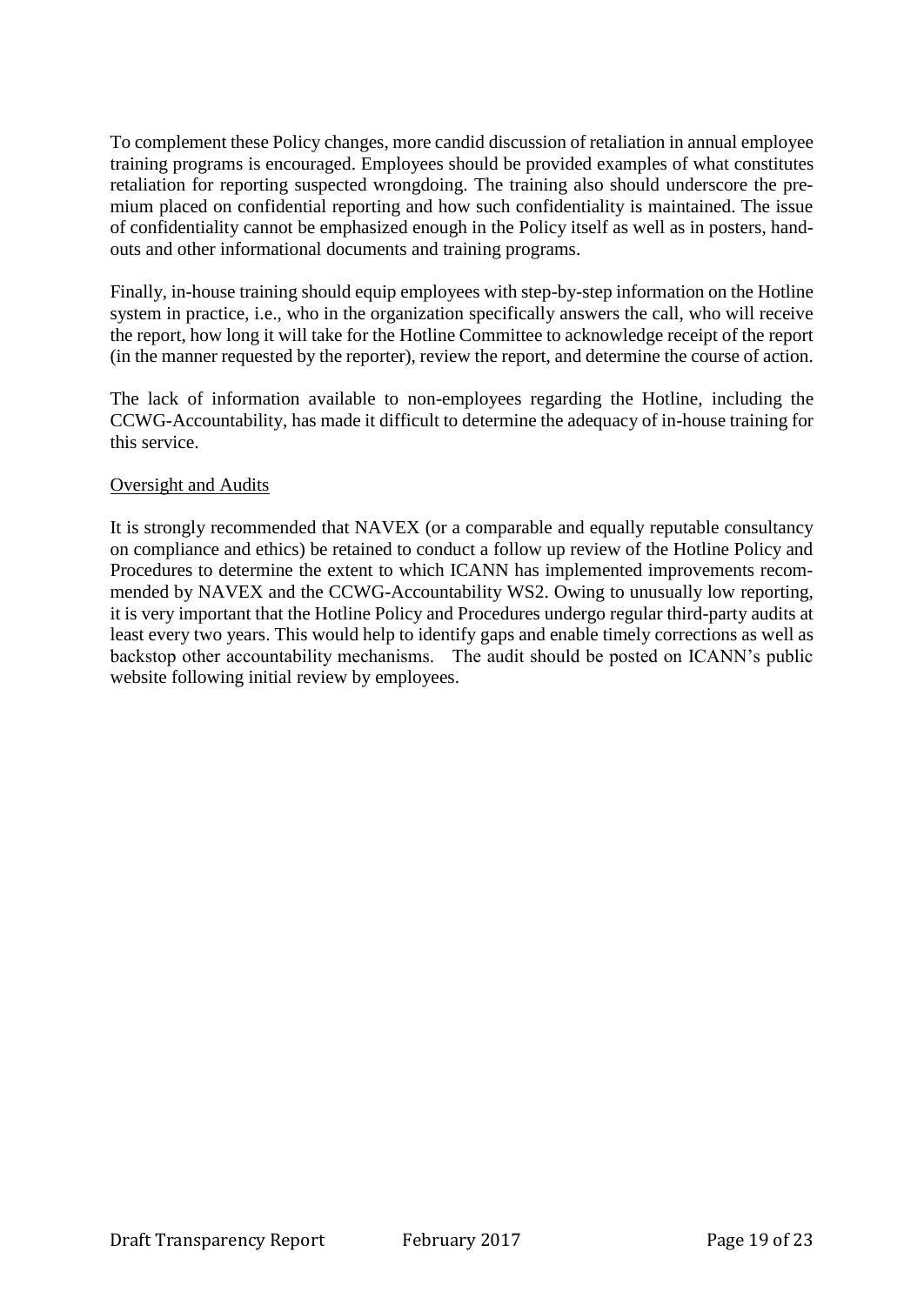To complement these Policy changes, more candid discussion of retaliation in annual employee training programs is encouraged. Employees should be provided examples of what constitutes retaliation for reporting suspected wrongdoing. The training also should underscore the premium placed on confidential reporting and how such confidentiality is maintained. The issue of confidentiality cannot be emphasized enough in the Policy itself as well as in posters, handouts and other informational documents and training programs.

Finally, in-house training should equip employees with step-by-step information on the Hotline system in practice, i.e., who in the organization specifically answers the call, who will receive the report, how long it will take for the Hotline Committee to acknowledge receipt of the report (in the manner requested by the reporter), review the report, and determine the course of action.

The lack of information available to non-employees regarding the Hotline, including the CCWG-Accountability, has made it difficult to determine the adequacy of in-house training for this service.

Oversight and Audits

It is strongly recommended that NAVEX (or a comparable and equally reputable consultancy on compliance and ethics) be retained to conduct a follow up review of the Hotline Policy and Procedures to determine the extent to which ICANN has implemented improvements recommended by NAVEX and the CCWG-Accountability WS2. Owing to unusually low reporting, it is very important that the Hotline Policy and Procedures undergo regular third-party audits at least every two years. This would help to identify gaps and enable timely corrections as well as backstop other accountability mechanisms. The audit should be posted on ICANN's public website following initial review by employees.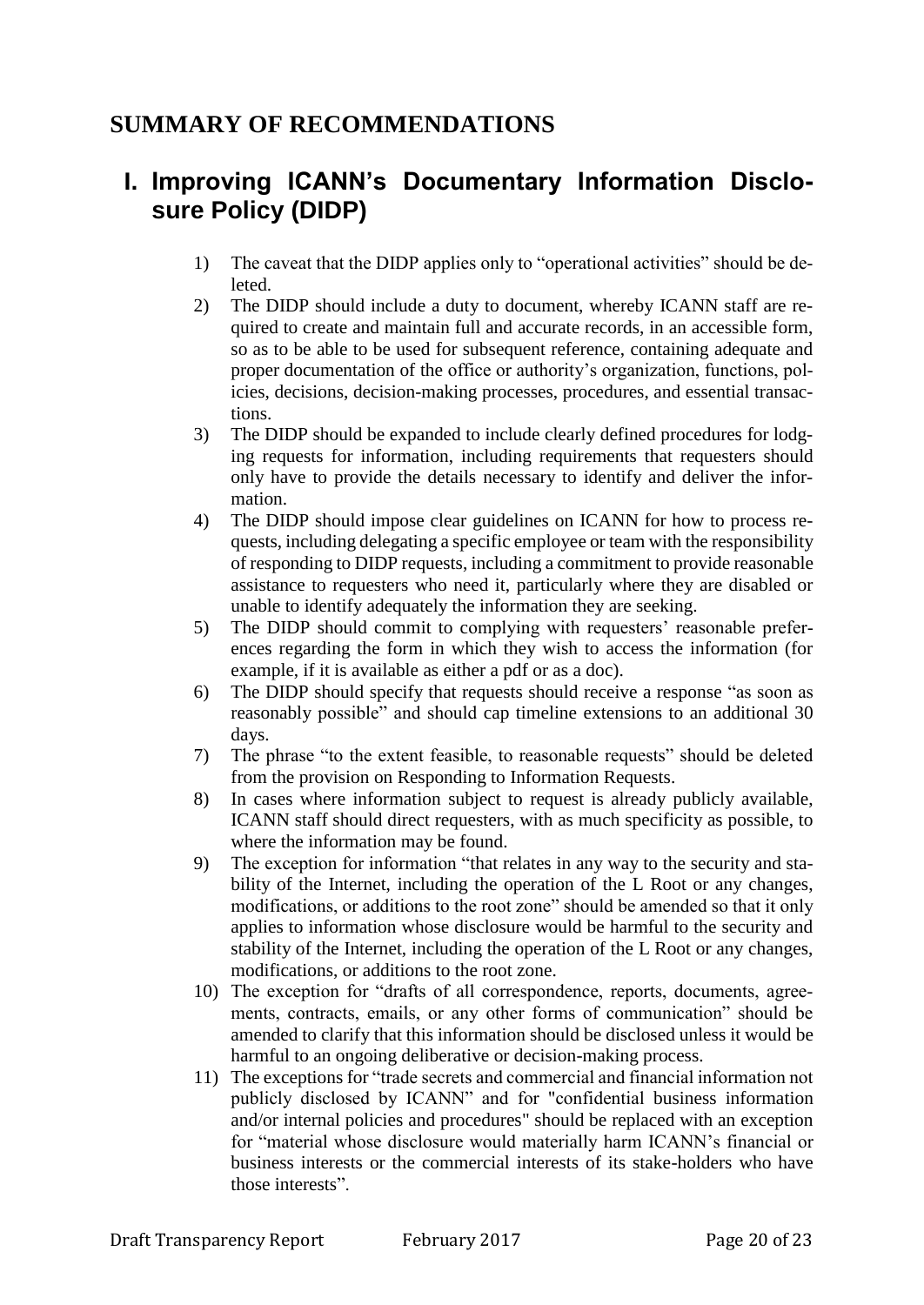# SUMMARY OF RECOMMENDATIONS

## I. Improving ICANN's Documentary Information Disclosure Policy (DIDP)

1) The caveat that the DIDP applies only to "operational activities" should be deleted.
2) The DIDP should include a duty to document, whereby ICANN staff are required to create and maintain full and accurate records, in an accessible form, so as to be able to be used for subsequent reference, containing adequate and proper documentation of the office or authority's organization, functions, policies, decisions, decision-making processes, procedures, and essential transactions.
3) The DIDP should be expanded to include clearly defined procedures for lodging requests for information, including requirements that requesters should only have to provide the details necessary to identify and deliver the information.
4) The DIDP should impose clear guidelines on ICANN for how to process requests, including delegating a specific employee or team with the responsibility of responding to DIDP requests, including a commitment to provide reasonable assistance to requesters who need it, particularly where they are disabled or unable to identify adequately the information they are seeking.
5) The DIDP should commit to complying with requesters' reasonable preferences regarding the form in which they wish to access the information (for example, if it is available as either a pdf or as a doc).
6) The DIDP should specify that requests should receive a response "as soon as reasonably possible" and should cap timeline extensions to an additional 30 days.
7) The phrase "to the extent feasible, to reasonable requests" should be deleted from the provision on Responding to Information Requests.
8) In cases where information subject to request is already publicly available, ICANN staff should direct requesters, with as much specificity as possible, to where the information may be found.
9) The exception for information "that relates in any way to the security and stability of the Internet, including the operation of the L Root or any changes, modifications, or additions to the root zone" should be amended so that it only applies to information whose disclosure would be harmful to the security and stability of the Internet, including the operation of the L Root or any changes, modifications, or additions to the root zone.
10) The exception for "drafts of all correspondence, reports, documents, agreements, contracts, emails, or any other forms of communication" should be amended to clarify that this information should be disclosed unless it would be harmful to an ongoing deliberative or decision-making process.
11) The exceptions for "trade secrets and commercial and financial information not publicly disclosed by ICANN" and for "confidential business information and/or internal policies and procedures" should be replaced with an exception for "material whose disclosure would materially harm ICANN's financial or business interests or the commercial interests of its stake-holders who have those interests".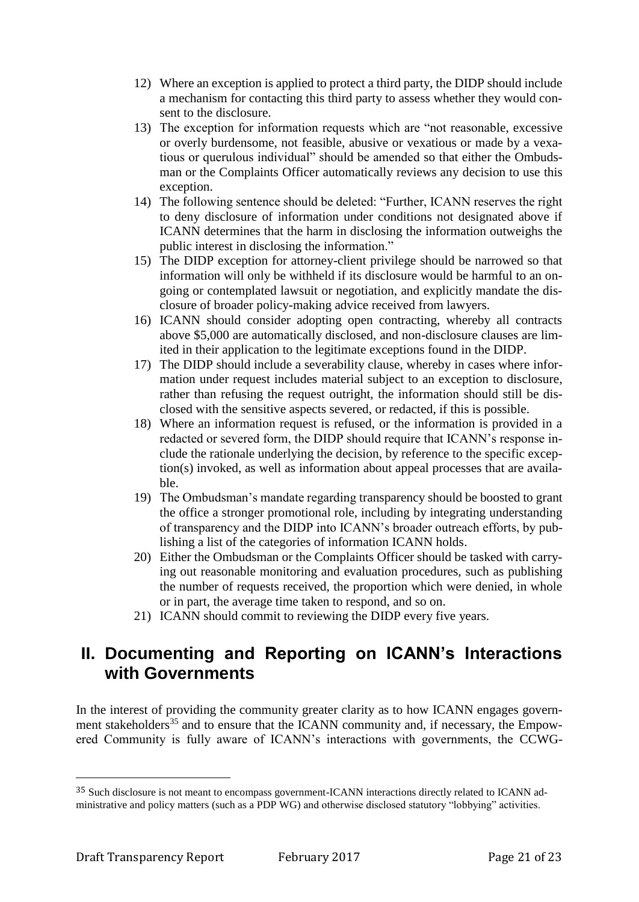12) Where an exception is applied to protect a third party, the DIDP should include a mechanism for contacting this third party to assess whether they would consent to the disclosure.
13) The exception for information requests which are "not reasonable, excessive or overly burdensome, not feasible, abusive or vexatious or made by a vexatious or querulous individual" should be amended so that either the Ombudsman or the Complaints Officer automatically reviews any decision to use this exception.
14) The following sentence should be deleted: "Further, ICANN reserves the right to deny disclosure of information under conditions not designated above if ICANN determines that the harm in disclosing the information outweighs the public interest in disclosing the information."
15) The DIDP exception for attorney-client privilege should be narrowed so that information will only be withheld if its disclosure would be harmful to an ongoing or contemplated lawsuit or negotiation, and explicitly mandate the disclosure of broader policy-making advice received from lawyers.
16) ICANN should consider adopting open contracting, whereby all contracts above $5,000 are automatically disclosed, and non-disclosure clauses are limited in their application to the legitimate exceptions found in the DIDP.
17) The DIDP should include a severability clause, whereby in cases where information under request includes material subject to an exception to disclosure, rather than refusing the request outright, the information should still be disclosed with the sensitive aspects severed, or redacted, if this is possible.
18) Where an information request is refused, or the information is provided in a redacted or severed form, the DIDP should require that ICANN's response include the rationale underlying the decision, by reference to the specific exception(s) invoked, as well as information about appeal processes that are available.
19) The Ombudsman's mandate regarding transparency should be boosted to grant the office a stronger promotional role, including by integrating understanding of transparency and the DIDP into ICANN's broader outreach efforts, by publishing a list of the categories of information ICANN holds.
20) Either the Ombudsman or the Complaints Officer should be tasked with carrying out reasonable monitoring and evaluation procedures, such as publishing the number of requests received, the proportion which were denied, in whole or in part, the average time taken to respond, and so on.
21) ICANN should commit to reviewing the DIDP every five years.

## II. Documenting and Reporting on ICANN's Interactions with Governments

In the interest of providing the community greater clarity as to how ICANN engages government stakeholders[35] and to ensure that the ICANN community and, if necessary, the Empowered Community is fully aware of ICANN's interactions with governments, the CCWG-

[35] Such disclosure is not meant to encompass government-ICANN interactions directly related to ICANN administrative and policy matters (such as a PDP WG) and otherwise disclosed statutory "lobbying" activities.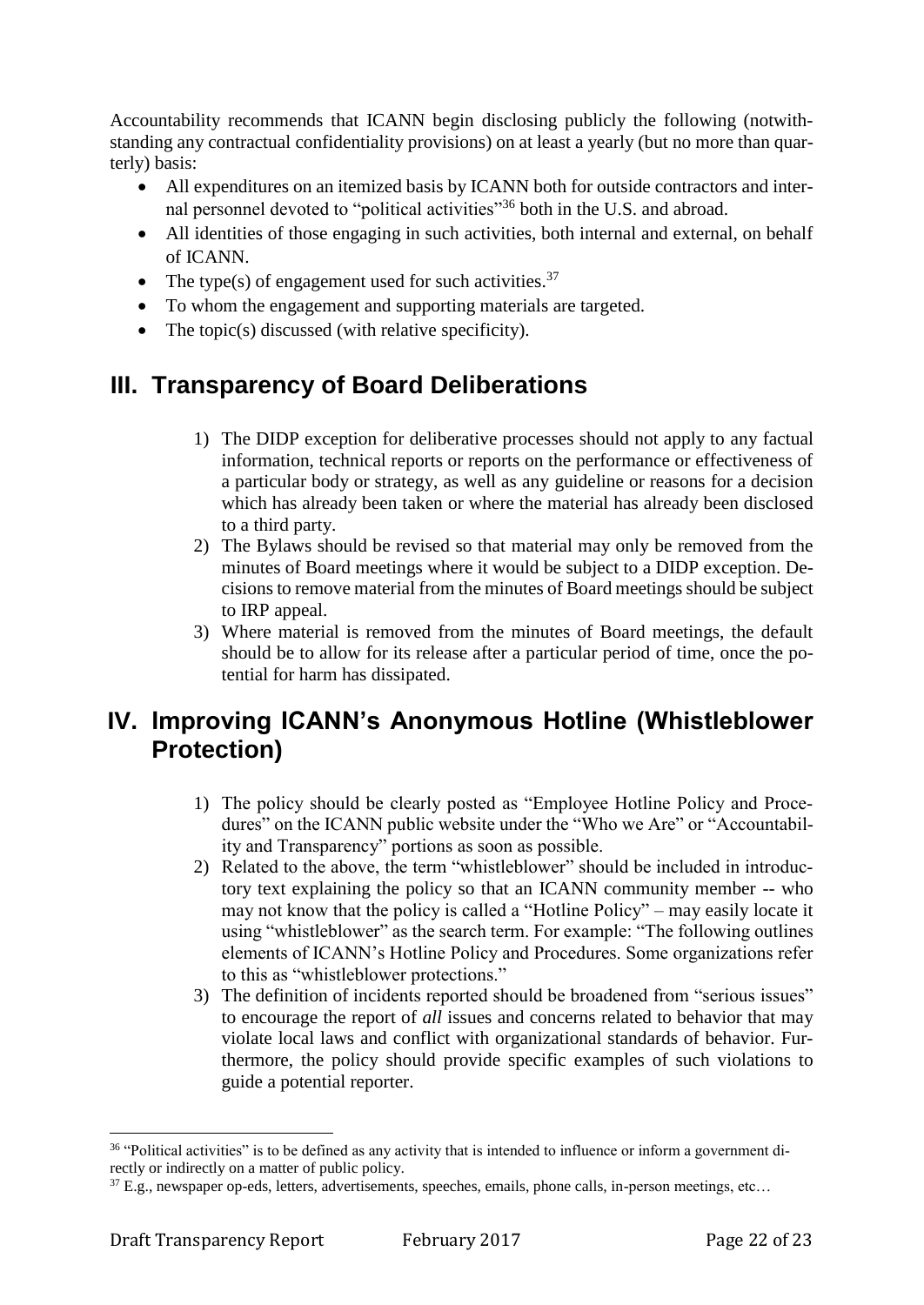Accountability recommends that ICANN begin disclosing publicly the following (notwithstanding any contractual confidentiality provisions) on at least a yearly (but no more than quarterly) basis:

- All expenditures on an itemized basis by ICANN both for outside contractors and internal personnel devoted to "political activities"[36] both in the U.S. and abroad.
- All identities of those engaging in such activities, both internal and external, on behalf of ICANN.
- The type(s) of engagement used for such activities.[37]
- To whom the engagement and supporting materials are targeted.
- The topic(s) discussed (with relative specificity).

## III. Transparency of Board Deliberations

1) The DIDP exception for deliberative processes should not apply to any factual information, technical reports or reports on the performance or effectiveness of a particular body or strategy, as well as any guideline or reasons for a decision which has already been taken or where the material has already been disclosed to a third party.
2) The Bylaws should be revised so that material may only be removed from the minutes of Board meetings where it would be subject to a DIDP exception. Decisions to remove material from the minutes of Board meetings should be subject to IRP appeal.
3) Where material is removed from the minutes of Board meetings, the default should be to allow for its release after a particular period of time, once the potential for harm has dissipated.

## IV. Improving ICANN's Anonymous Hotline (Whistleblower Protection)

1) The policy should be clearly posted as "Employee Hotline Policy and Procedures" on the ICANN public website under the "Who we Are" or "Accountability and Transparency" portions as soon as possible.
2) Related to the above, the term "whistleblower" should be included in introductory text explaining the policy so that an ICANN community member -- who may not know that the policy is called a "Hotline Policy" – may easily locate it using "whistleblower" as the search term. For example: "The following outlines elements of ICANN's Hotline Policy and Procedures. Some organizations refer to this as "whistleblower protections."
3) The definition of incidents reported should be broadened from "serious issues" to encourage the report of *all* issues and concerns related to behavior that may violate local laws and conflict with organizational standards of behavior. Furthermore, the policy should provide specific examples of such violations to guide a potential reporter.

---

[36] "Political activities" is to be defined as any activity that is intended to influence or inform a government directly or indirectly on a matter of public policy.

[37] E.g., newspaper op-eds, letters, advertisements, speeches, emails, phone calls, in-person meetings, etc…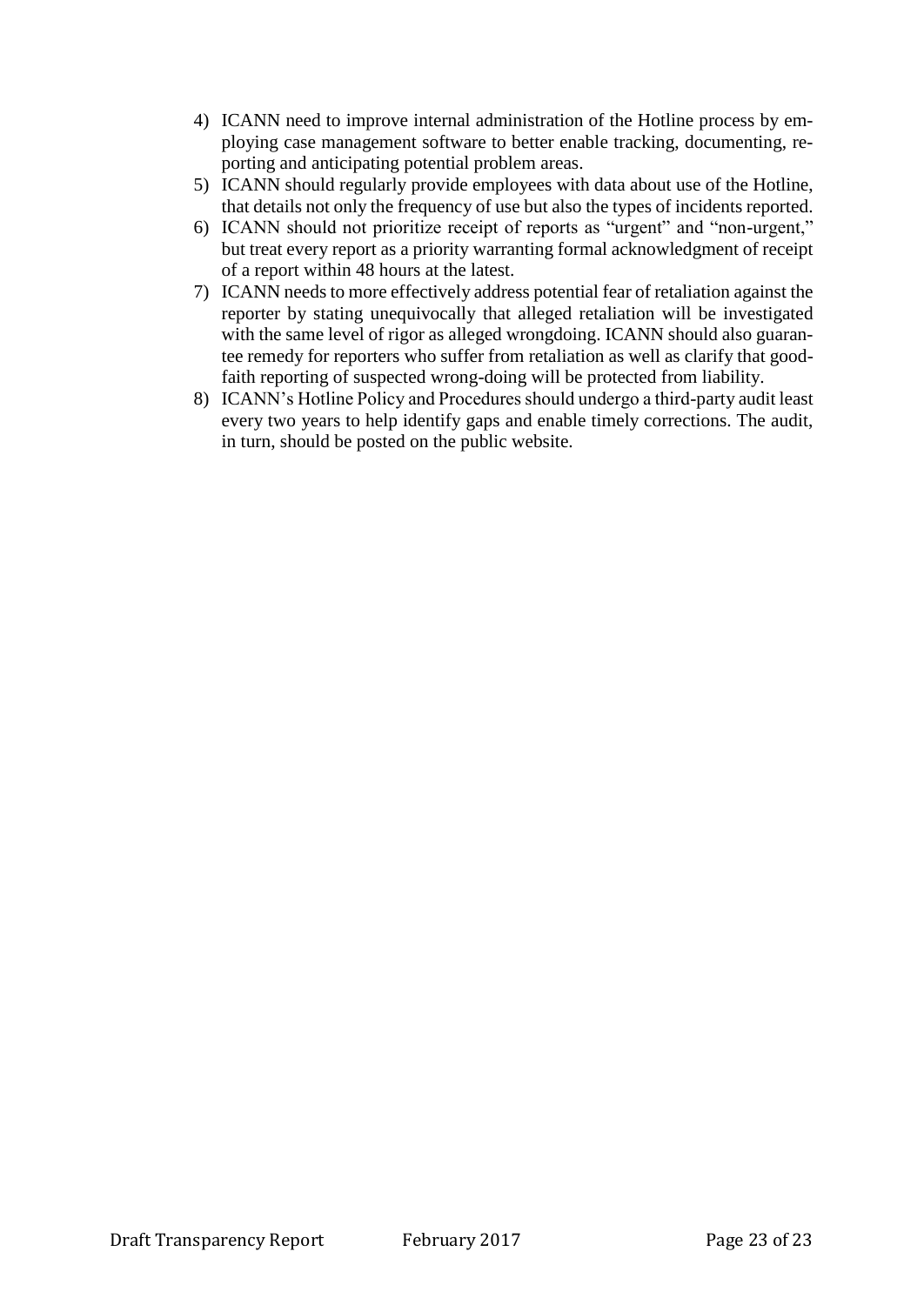4) ICANN need to improve internal administration of the Hotline process by employing case management software to better enable tracking, documenting, reporting and anticipating potential problem areas.
5) ICANN should regularly provide employees with data about use of the Hotline, that details not only the frequency of use but also the types of incidents reported.
6) ICANN should not prioritize receipt of reports as "urgent" and "non-urgent," but treat every report as a priority warranting formal acknowledgment of receipt of a report within 48 hours at the latest.
7) ICANN needs to more effectively address potential fear of retaliation against the reporter by stating unequivocally that alleged retaliation will be investigated with the same level of rigor as alleged wrongdoing. ICANN should also guarantee remedy for reporters who suffer from retaliation as well as clarify that good-faith reporting of suspected wrong-doing will be protected from liability.
8) ICANN's Hotline Policy and Procedures should undergo a third-party audit least every two years to help identify gaps and enable timely corrections. The audit, in turn, should be posted on the public website.